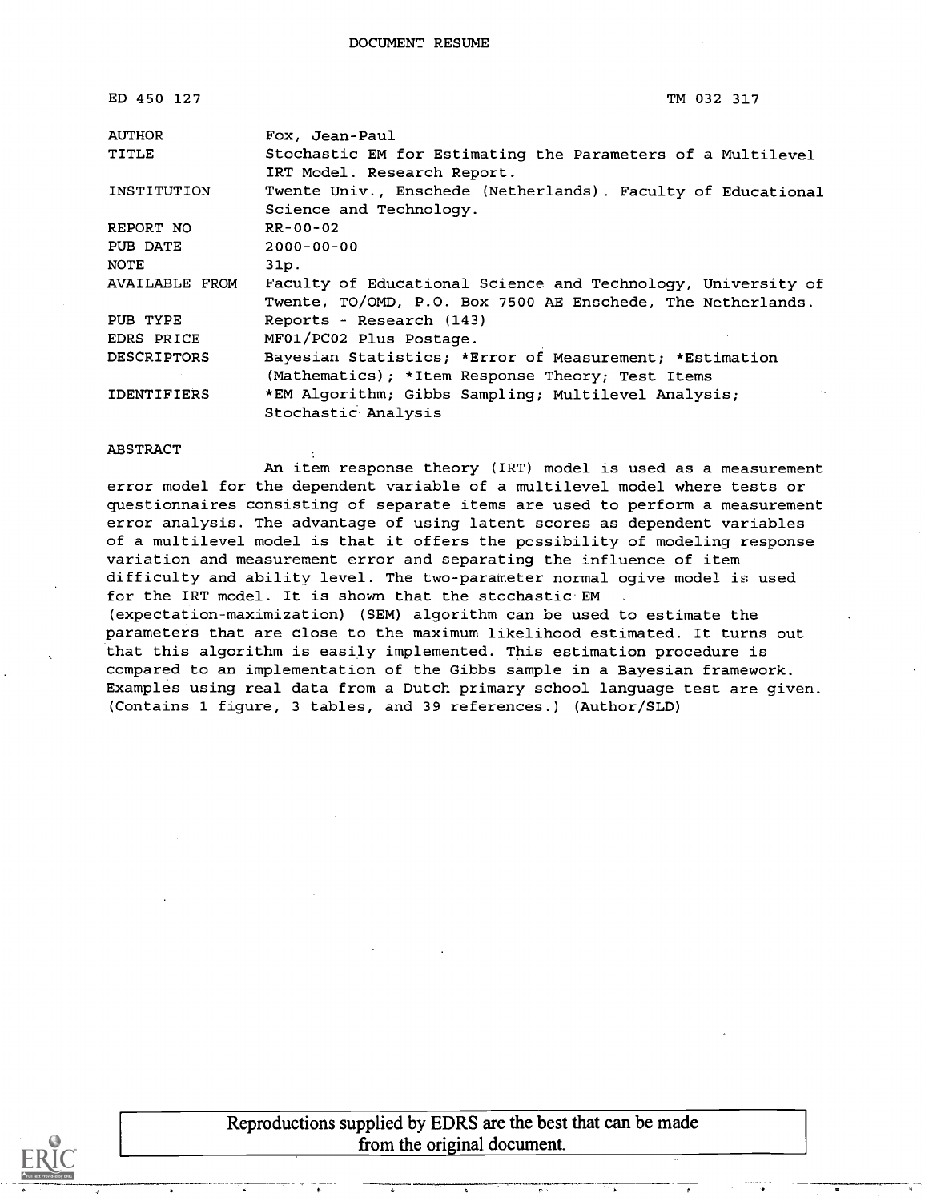DOCUMENT RESUME

| ED 450 127 | TM 032 317 |
| --- | --- |
| AUTHOR | Fox, Jean-Paul |
| TITLE | Stochastic EM for Estimating the Parameters of a Multilevel IRT Model. Research Report. |
| INSTITUTION | Twente Univ., Enschede (Netherlands). Faculty of Educational Science and Technology. |
| REPORT NO | RR-00-02 |
| PUB DATE | 2000-00-00 |
| NOTE | 31p. |
| AVAILABLE FROM | Faculty of Educational Science and Technology, University of Twente, TO/OMD, P.O. Box 7500 AE Enschede, The Netherlands. |
| PUB TYPE | Reports - Research (143) |
| EDRS PRICE | MF01/PC02 Plus Postage. |
| DESCRIPTORS | Bayesian Statistics; *Error of Measurement; *Estimation (Mathematics); *Item Response Theory; Test Items |
| IDENTIFIERS | *EM Algorithm; Gibbs Sampling; Multilevel Analysis; Stochastic Analysis |

ABSTRACT

An item response theory (IRT) model is used as a measurement error model for the dependent variable of a multilevel model where tests or questionnaires consisting of separate items are used to perform a measurement error analysis. The advantage of using latent scores as dependent variables of a multilevel model is that it offers the possibility of modeling response variation and measurement error and separating the influence of item difficulty and ability level. The two-parameter normal ogive model is used for the IRT model. It is shown that the stochastic EM (expectation-maximization) (SEM) algorithm can be used to estimate the parameters that are close to the maximum likelihood estimated. It turns out that this algorithm is easily implemented. This estimation procedure is compared to an implementation of the Gibbs sample in a Bayesian framework. Examples using real data from a Dutch primary school language test are given. (Contains 1 figure, 3 tables, and 39 references.) (Author/SLD)

Reproductions supplied by EDRS are the best that can be made from the original document.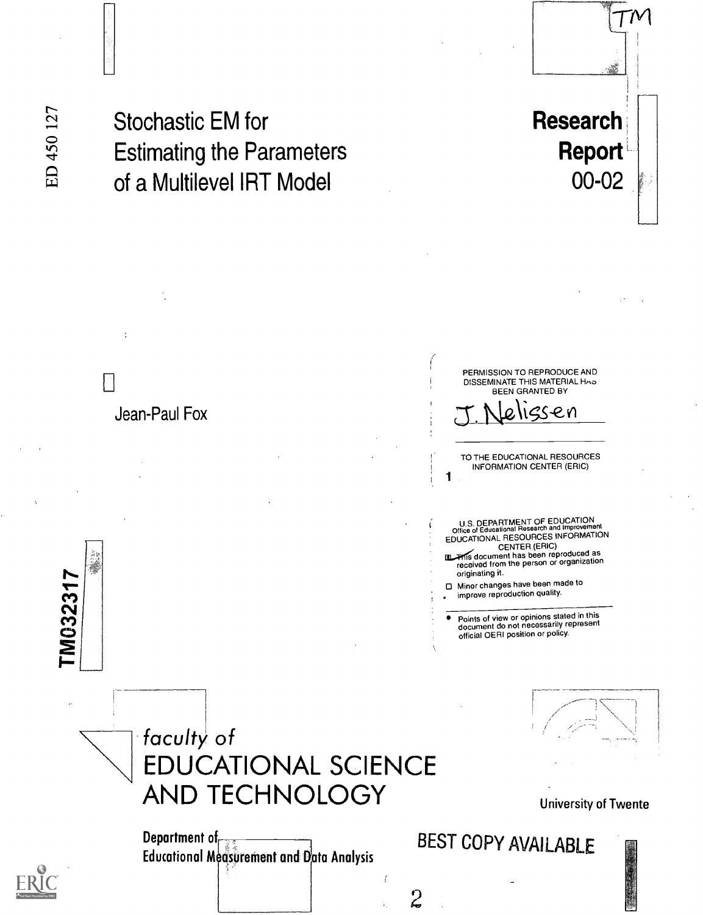ED 450 127

# Stochastic EM for Estimating the Parameters of a Multilevel IRT Model

**Research Report 00-02**

TM

Jean-Paul Fox

PERMISSION TO REPRODUCE AND DISSEMINATE THIS MATERIAL HAS BEEN GRANTED BY

J. Nelissen

TO THE EDUCATIONAL RESOURCES INFORMATION CENTER (ERIC)

1

U.S. DEPARTMENT OF EDUCATION
Office of Educational Research and Improvement
EDUCATIONAL RESOURCES INFORMATION CENTER (ERIC)

- This document has been reproduced as received from the person or organization originating it.
- Minor changes have been made to improve reproduction quality.

- Points of view or opinions stated in this document do not necessarily represent official OERI position or policy.

TM032317

faculty of
EDUCATIONAL SCIENCE AND TECHNOLOGY

University of Twente

Department of Educational Measurement and Data Analysis

BEST COPY AVAILABLE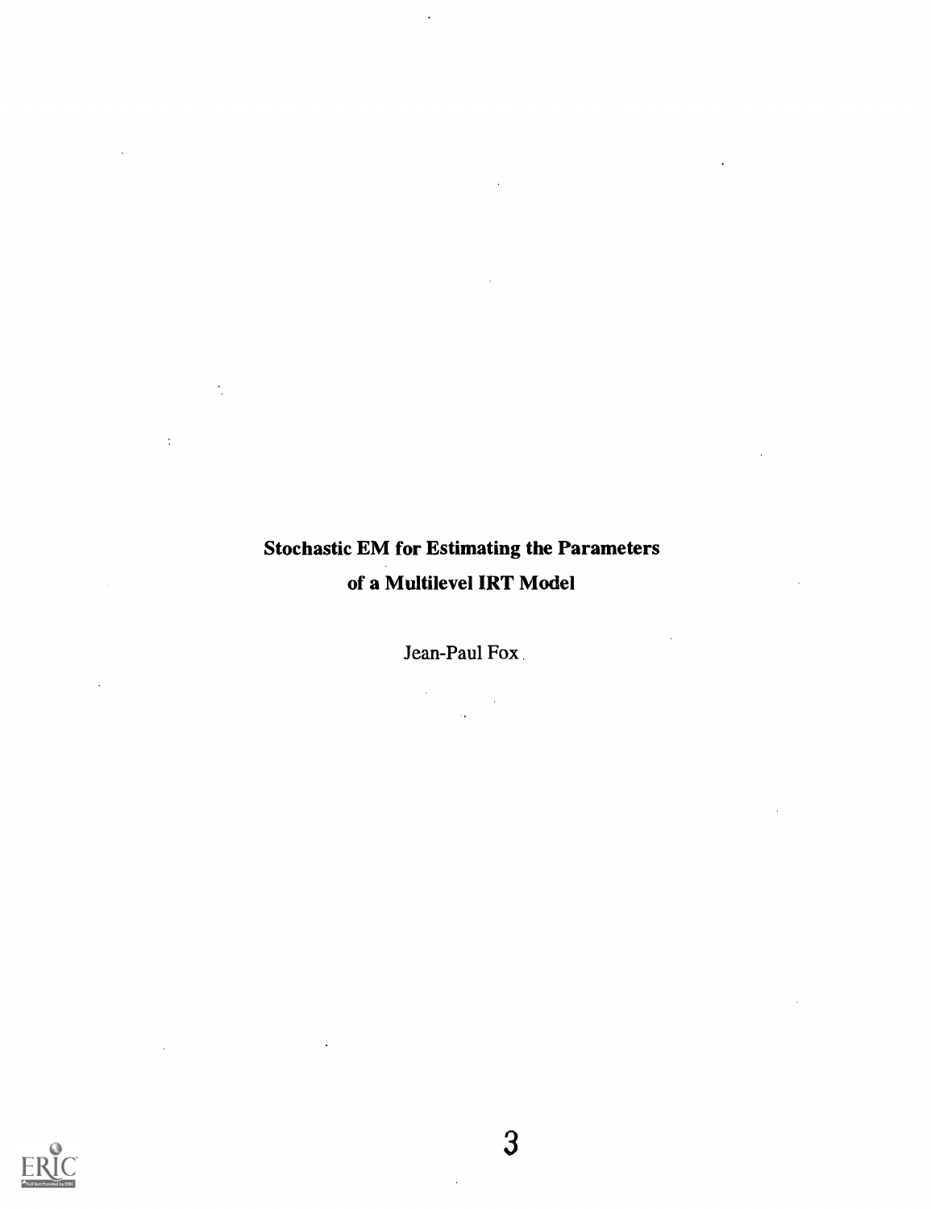# Stochastic EM for Estimating the Parameters of a Multilevel IRT Model

Jean-Paul Fox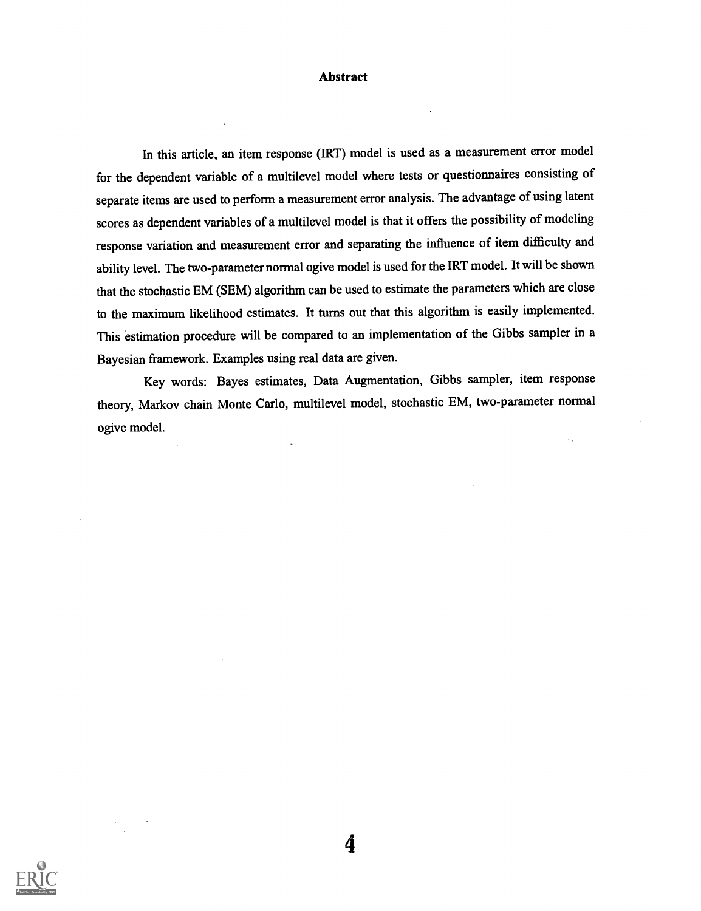# Abstract

In this article, an item response (IRT) model is used as a measurement error model for the dependent variable of a multilevel model where tests or questionnaires consisting of separate items are used to perform a measurement error analysis. The advantage of using latent scores as dependent variables of a multilevel model is that it offers the possibility of modeling response variation and measurement error and separating the influence of item difficulty and ability level. The two-parameter normal ogive model is used for the IRT model. It will be shown that the stochastic EM (SEM) algorithm can be used to estimate the parameters which are close to the maximum likelihood estimates. It turns out that this algorithm is easily implemented. This estimation procedure will be compared to an implementation of the Gibbs sampler in a Bayesian framework. Examples using real data are given.

Key words: Bayes estimates, Data Augmentation, Gibbs sampler, item response theory, Markov chain Monte Carlo, multilevel model, stochastic EM, two-parameter normal ogive model.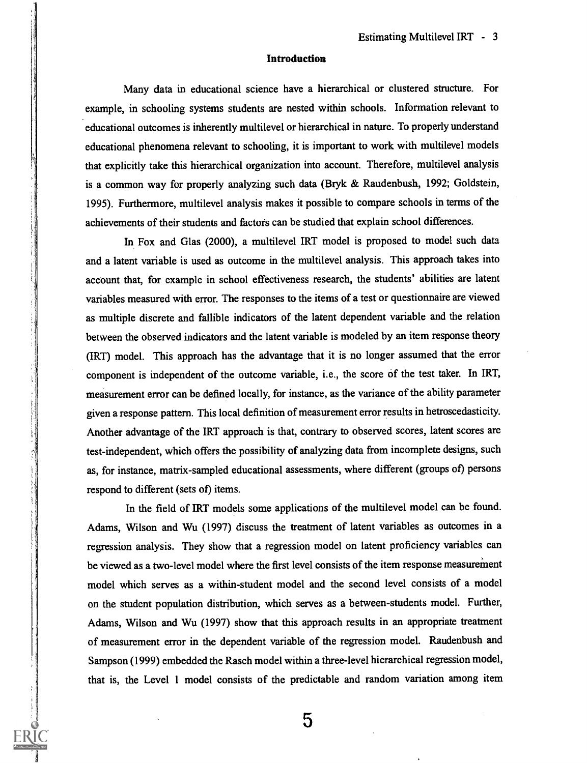## Introduction

Many data in educational science have a hierarchical or clustered structure. For example, in schooling systems students are nested within schools. Information relevant to educational outcomes is inherently multilevel or hierarchical in nature. To properly understand educational phenomena relevant to schooling, it is important to work with multilevel models that explicitly take this hierarchical organization into account. Therefore, multilevel analysis is a common way for properly analyzing such data (Bryk & Raudenbush, 1992; Goldstein, 1995). Furthermore, multilevel analysis makes it possible to compare schools in terms of the achievements of their students and factors can be studied that explain school differences.

In Fox and Glas (2000), a multilevel IRT model is proposed to model such data and a latent variable is used as outcome in the multilevel analysis. This approach takes into account that, for example in school effectiveness research, the students' abilities are latent variables measured with error. The responses to the items of a test or questionnaire are viewed as multiple discrete and fallible indicators of the latent dependent variable and the relation between the observed indicators and the latent variable is modeled by an item response theory (IRT) model. This approach has the advantage that it is no longer assumed that the error component is independent of the outcome variable, i.e., the score of the test taker. In IRT, measurement error can be defined locally, for instance, as the variance of the ability parameter given a response pattern. This local definition of measurement error results in hetroscedasticity. Another advantage of the IRT approach is that, contrary to observed scores, latent scores are test-independent, which offers the possibility of analyzing data from incomplete designs, such as, for instance, matrix-sampled educational assessments, where different (groups of) persons respond to different (sets of) items.

In the field of IRT models some applications of the multilevel model can be found. Adams, Wilson and Wu (1997) discuss the treatment of latent variables as outcomes in a regression analysis. They show that a regression model on latent proficiency variables can be viewed as a two-level model where the first level consists of the item response measurement model which serves as a within-student model and the second level consists of a model on the student population distribution, which serves as a between-students model. Further, Adams, Wilson and Wu (1997) show that this approach results in an appropriate treatment of measurement error in the dependent variable of the regression model. Raudenbush and Sampson (1999) embedded the Rasch model within a three-level hierarchical regression model, that is, the Level 1 model consists of the predictable and random variation among item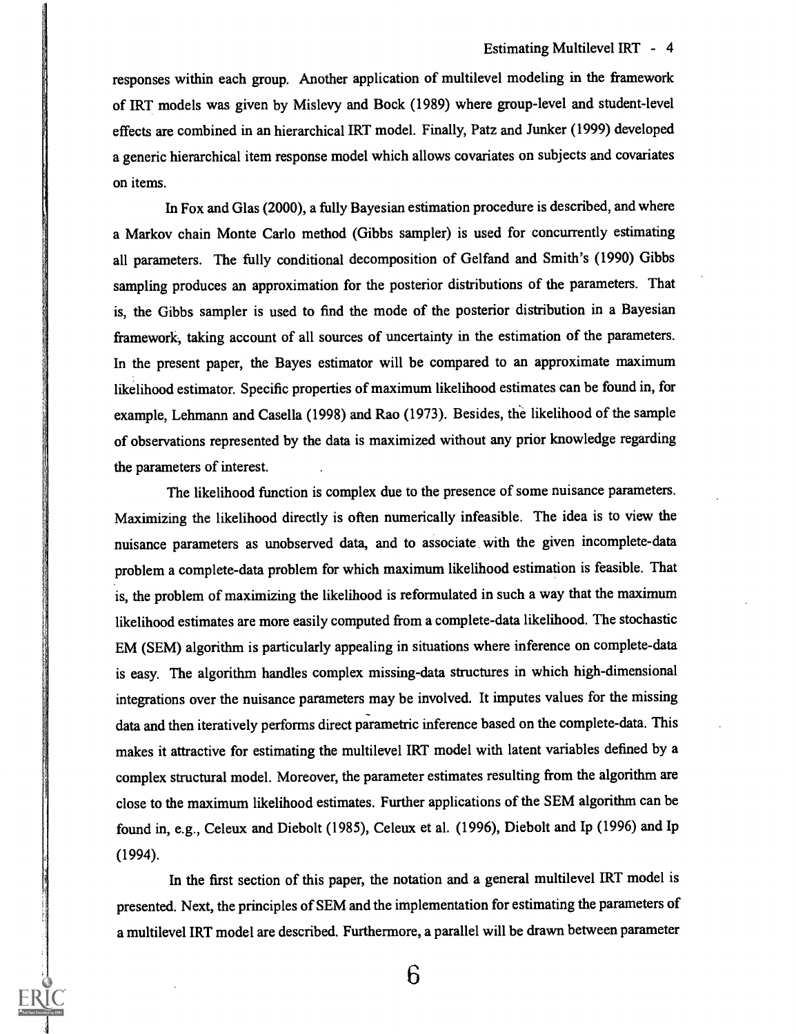responses within each group. Another application of multilevel modeling in the framework of IRT models was given by Mislevy and Bock (1989) where group-level and student-level effects are combined in an hierarchical IRT model. Finally, Patz and Junker (1999) developed a generic hierarchical item response model which allows covariates on subjects and covariates on items.

In Fox and Glas (2000), a fully Bayesian estimation procedure is described, and where a Markov chain Monte Carlo method (Gibbs sampler) is used for concurrently estimating all parameters. The fully conditional decomposition of Gelfand and Smith's (1990) Gibbs sampling produces an approximation for the posterior distributions of the parameters. That is, the Gibbs sampler is used to find the mode of the posterior distribution in a Bayesian framework, taking account of all sources of uncertainty in the estimation of the parameters. In the present paper, the Bayes estimator will be compared to an approximate maximum likelihood estimator. Specific properties of maximum likelihood estimates can be found in, for example, Lehmann and Casella (1998) and Rao (1973). Besides, the likelihood of the sample of observations represented by the data is maximized without any prior knowledge regarding the parameters of interest.

The likelihood function is complex due to the presence of some nuisance parameters. Maximizing the likelihood directly is often numerically infeasible. The idea is to view the nuisance parameters as unobserved data, and to associate with the given incomplete-data problem a complete-data problem for which maximum likelihood estimation is feasible. That is, the problem of maximizing the likelihood is reformulated in such a way that the maximum likelihood estimates are more easily computed from a complete-data likelihood. The stochastic EM (SEM) algorithm is particularly appealing in situations where inference on complete-data is easy. The algorithm handles complex missing-data structures in which high-dimensional integrations over the nuisance parameters may be involved. It imputes values for the missing data and then iteratively performs direct parametric inference based on the complete-data. This makes it attractive for estimating the multilevel IRT model with latent variables defined by a complex structural model. Moreover, the parameter estimates resulting from the algorithm are close to the maximum likelihood estimates. Further applications of the SEM algorithm can be found in, e.g., Celeux and Diebolt (1985), Celeux et al. (1996), Diebolt and Ip (1996) and Ip (1994).

In the first section of this paper, the notation and a general multilevel IRT model is presented. Next, the principles of SEM and the implementation for estimating the parameters of a multilevel IRT model are described. Furthermore, a parallel will be drawn between parameter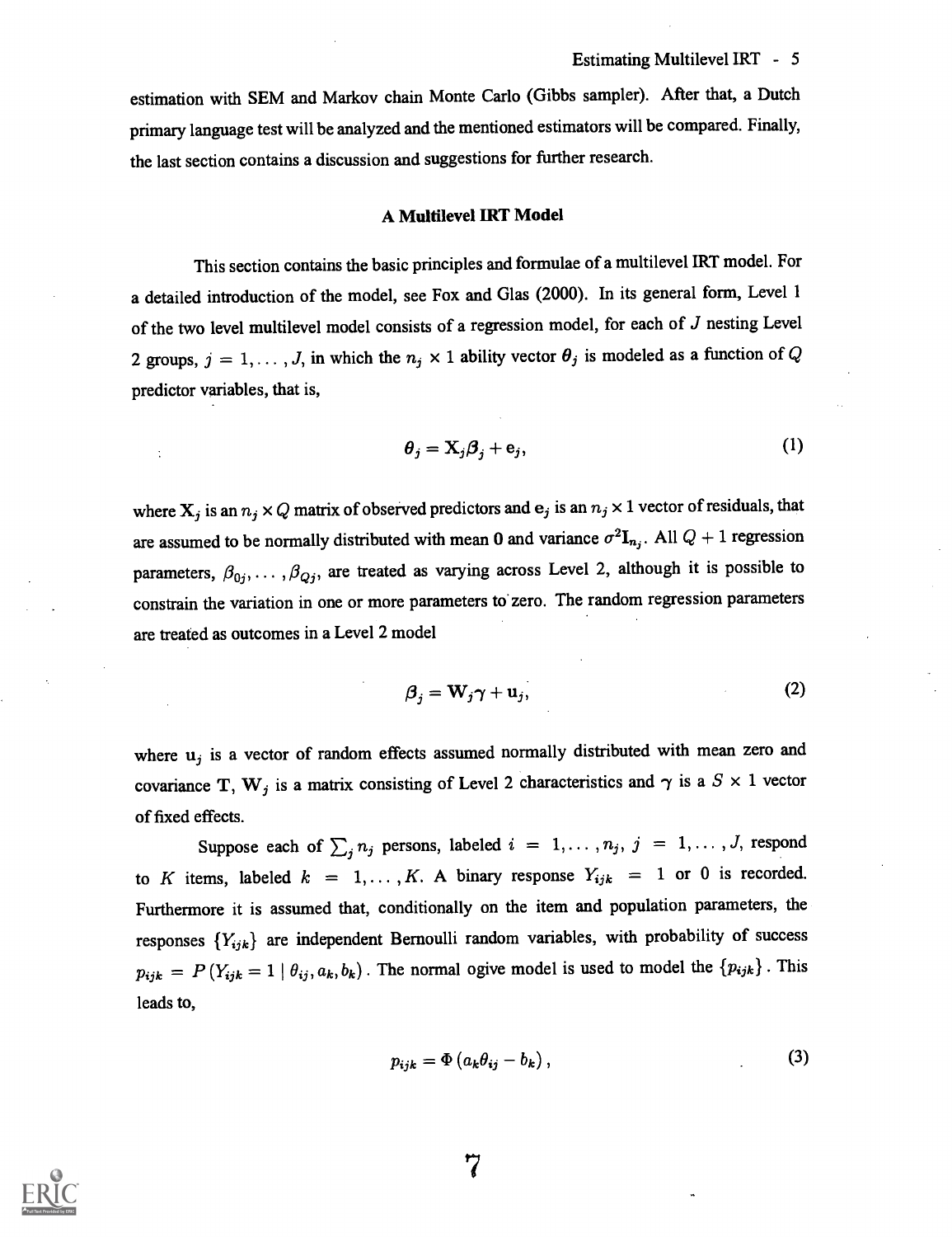estimation with SEM and Markov chain Monte Carlo (Gibbs sampler). After that, a Dutch primary language test will be analyzed and the mentioned estimators will be compared. Finally, the last section contains a discussion and suggestions for further research.

### A Multilevel IRT Model

This section contains the basic principles and formulae of a multilevel IRT model. For a detailed introduction of the model, see Fox and Glas (2000). In its general form, Level 1 of the two level multilevel model consists of a regression model, for each of $J$ nesting Level 2 groups, $j = 1, \ldots, J$, in which the $n_j \times 1$ ability vector $\boldsymbol{\theta}_j$ is modeled as a function of $Q$ predictor variables, that is,

$$\boldsymbol{\theta}_j = \mathbf{X}_j \boldsymbol{\beta}_j + \mathbf{e}_j, \tag{1}$$

where $\mathbf{X}_j$ is an $n_j \times Q$ matrix of observed predictors and $\mathbf{e}_j$ is an $n_j \times 1$ vector of residuals, that are assumed to be normally distributed with mean $\mathbf{0}$ and variance $\sigma^2 \mathbf{I}_{n_j}$. All $Q + 1$ regression parameters, $\beta_{0j}, \ldots, \beta_{Qj}$, are treated as varying across Level 2, although it is possible to constrain the variation in one or more parameters to zero. The random regression parameters are treated as outcomes in a Level 2 model

$$\boldsymbol{\beta}_j = \mathbf{W}_j \boldsymbol{\gamma} + \mathbf{u}_j, \tag{2}$$

where $\mathbf{u}_j$ is a vector of random effects assumed normally distributed with mean zero and covariance $\mathbf{T}$, $\mathbf{W}_j$ is a matrix consisting of Level 2 characteristics and $\boldsymbol{\gamma}$ is a $S \times 1$ vector of fixed effects.

Suppose each of $\sum_j n_j$ persons, labeled $i = 1, \ldots, n_j$, $j = 1, \ldots, J$, respond to $K$ items, labeled $k = 1, \ldots, K$. A binary response $Y_{ijk} = 1$ or 0 is recorded. Furthermore it is assumed that, conditionally on the item and population parameters, the responses $\{Y_{ijk}\}$ are independent Bernoulli random variables, with probability of success $p_{ijk} = P\left(Y_{ijk} = 1 \mid \theta_{ij}, a_k, b_k\right)$. The normal ogive model is used to model the $\{p_{ijk}\}$. This leads to,

$$p_{ijk} = \Phi\left(a_k \theta_{ij} - b_k\right), \tag{3}$$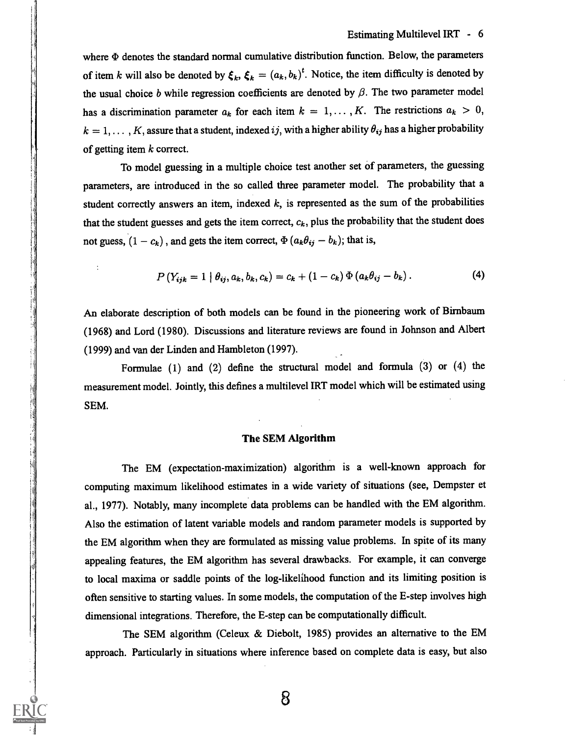where $\Phi$ denotes the standard normal cumulative distribution function. Below, the parameters of item $k$ will also be denoted by $\boldsymbol{\xi}_k$, $\boldsymbol{\xi}_k = (a_k, b_k)^t$. Notice, the item difficulty is denoted by the usual choice $b$ while regression coefficients are denoted by $\beta$. The two parameter model has a discrimination parameter $a_k$ for each item $k = 1, \ldots, K$. The restrictions $a_k > 0$, $k = 1, \ldots, K$, assure that a student, indexed $ij$, with a higher ability $\theta_{ij}$ has a higher probability of getting item $k$ correct.

To model guessing in a multiple choice test another set of parameters, the guessing parameters, are introduced in the so called three parameter model. The probability that a student correctly answers an item, indexed $k$, is represented as the sum of the probabilities that the student guesses and gets the item correct, $c_k$, plus the probability that the student does not guess, $(1 - c_k)$, and gets the item correct, $\Phi(a_k \theta_{ij} - b_k)$; that is,

$$P(Y_{ijk} = 1 \mid \theta_{ij}, a_k, b_k, c_k) = c_k + (1 - c_k)\, \Phi(a_k \theta_{ij} - b_k). \tag{4}$$

An elaborate description of both models can be found in the pioneering work of Birnbaum (1968) and Lord (1980). Discussions and literature reviews are found in Johnson and Albert (1999) and van der Linden and Hambleton (1997).

Formulae (1) and (2) define the structural model and formula (3) or (4) the measurement model. Jointly, this defines a multilevel IRT model which will be estimated using SEM.

## The SEM Algorithm

The EM (expectation-maximization) algorithm is a well-known approach for computing maximum likelihood estimates in a wide variety of situations (see, Dempster et al., 1977). Notably, many incomplete data problems can be handled with the EM algorithm. Also the estimation of latent variable models and random parameter models is supported by the EM algorithm when they are formulated as missing value problems. In spite of its many appealing features, the EM algorithm has several drawbacks. For example, it can converge to local maxima or saddle points of the log-likelihood function and its limiting position is often sensitive to starting values. In some models, the computation of the E-step involves high dimensional integrations. Therefore, the E-step can be computationally difficult.

The SEM algorithm (Celeux & Diebolt, 1985) provides an alternative to the EM approach. Particularly in situations where inference based on complete data is easy, but also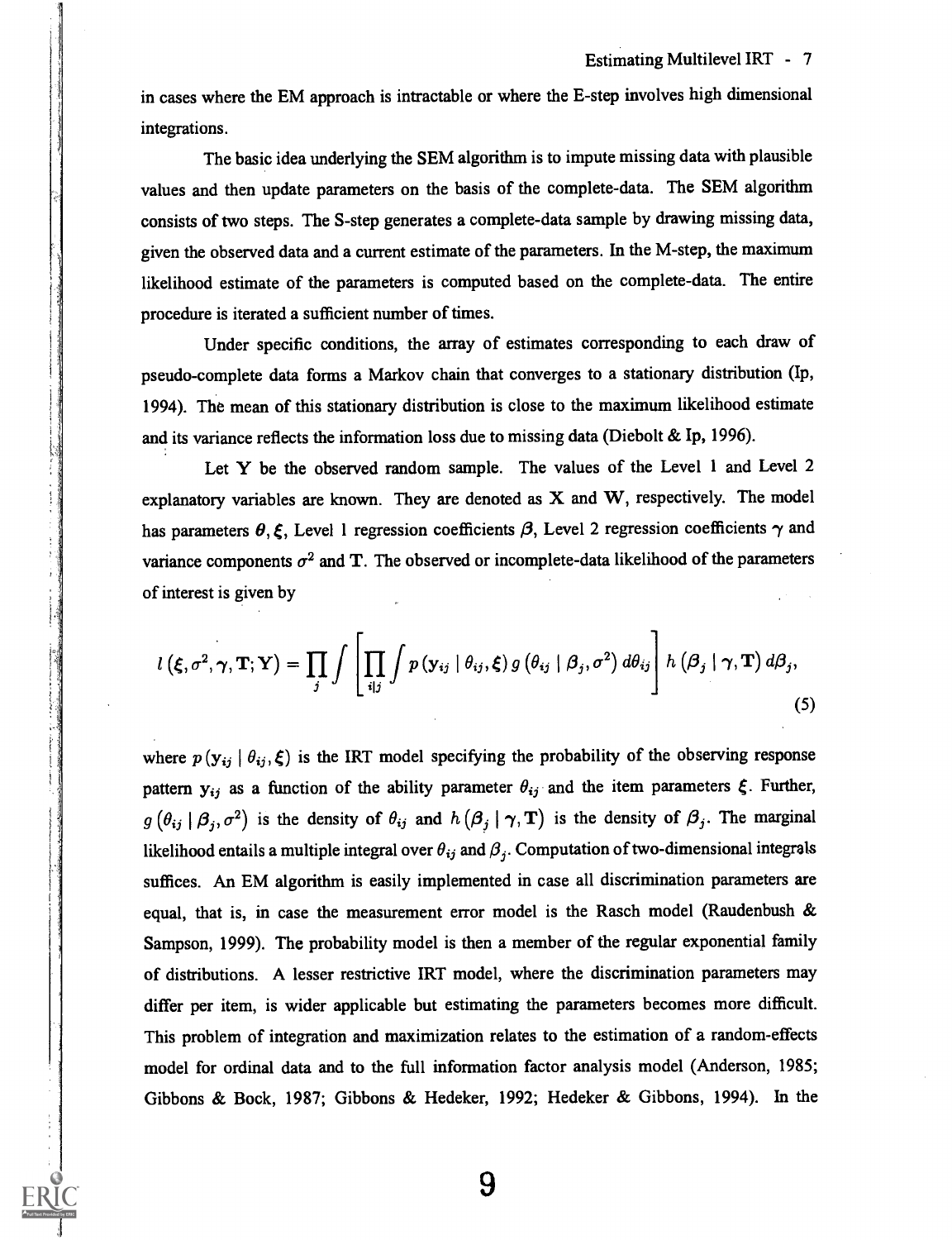in cases where the EM approach is intractable or where the E-step involves high dimensional integrations.

The basic idea underlying the SEM algorithm is to impute missing data with plausible values and then update parameters on the basis of the complete-data. The SEM algorithm consists of two steps. The S-step generates a complete-data sample by drawing missing data, given the observed data and a current estimate of the parameters. In the M-step, the maximum likelihood estimate of the parameters is computed based on the complete-data. The entire procedure is iterated a sufficient number of times.

Under specific conditions, the array of estimates corresponding to each draw of pseudo-complete data forms a Markov chain that converges to a stationary distribution (Ip, 1994). The mean of this stationary distribution is close to the maximum likelihood estimate and its variance reflects the information loss due to missing data (Diebolt & Ip, 1996).

Let $\mathbf{Y}$ be the observed random sample. The values of the Level 1 and Level 2 explanatory variables are known. They are denoted as $\mathbf{X}$ and $\mathbf{W}$, respectively. The model has parameters $\boldsymbol{\theta}, \boldsymbol{\xi}$, Level 1 regression coefficients $\boldsymbol{\beta}$, Level 2 regression coefficients $\boldsymbol{\gamma}$ and variance components $\sigma^2$ and $\mathbf{T}$. The observed or incomplete-data likelihood of the parameters of interest is given by

$$l\left(\boldsymbol{\xi}, \sigma^2, \boldsymbol{\gamma}, \mathbf{T}; \mathbf{Y}\right) = \prod_j \int \left[\prod_{i|j} \int p\left(\mathbf{y}_{ij} \mid \theta_{ij}, \boldsymbol{\xi}\right) g\left(\theta_{ij} \mid \boldsymbol{\beta}_j, \sigma^2\right) d\theta_{ij}\right] h\left(\boldsymbol{\beta}_j \mid \boldsymbol{\gamma}, \mathbf{T}\right) d\boldsymbol{\beta}_j, \tag{5}$$

where $p\left(\mathbf{y}_{ij} \mid \theta_{ij}, \boldsymbol{\xi}\right)$ is the IRT model specifying the probability of the observing response pattern $\mathbf{y}_{ij}$ as a function of the ability parameter $\theta_{ij}$ and the item parameters $\boldsymbol{\xi}$. Further, $g\left(\theta_{ij} \mid \boldsymbol{\beta}_j, \sigma^2\right)$ is the density of $\theta_{ij}$ and $h\left(\boldsymbol{\beta}_j \mid \boldsymbol{\gamma}, \mathbf{T}\right)$ is the density of $\boldsymbol{\beta}_j$. The marginal likelihood entails a multiple integral over $\theta_{ij}$ and $\boldsymbol{\beta}_j$. Computation of two-dimensional integrals suffices. An EM algorithm is easily implemented in case all discrimination parameters are equal, that is, in case the measurement error model is the Rasch model (Raudenbush & Sampson, 1999). The probability model is then a member of the regular exponential family of distributions. A lesser restrictive IRT model, where the discrimination parameters may differ per item, is wider applicable but estimating the parameters becomes more difficult. This problem of integration and maximization relates to the estimation of a random-effects model for ordinal data and to the full information factor analysis model (Anderson, 1985; Gibbons & Bock, 1987; Gibbons & Hedeker, 1992; Hedeker & Gibbons, 1994). In the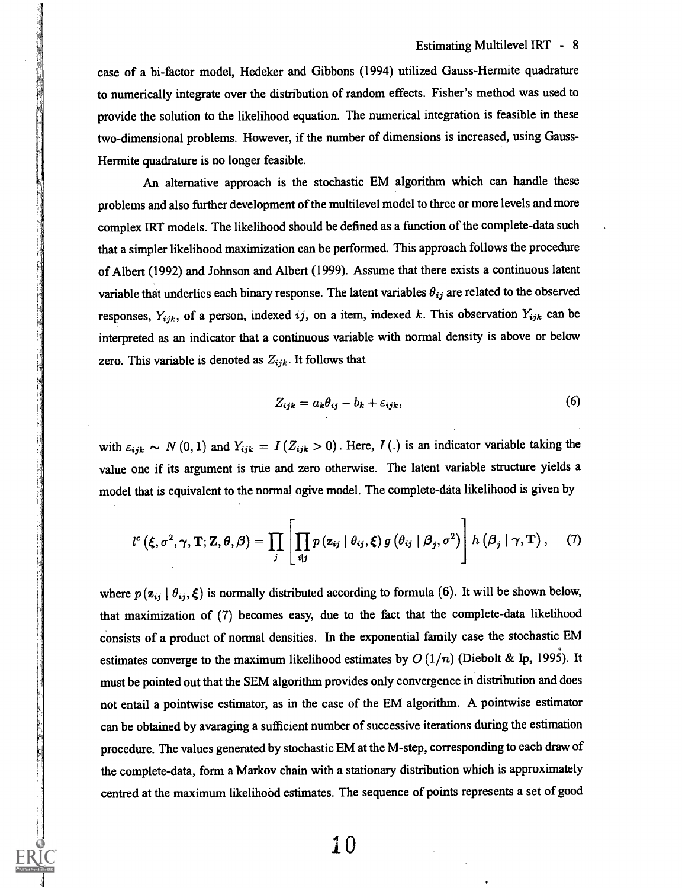case of a bi-factor model, Hedeker and Gibbons (1994) utilized Gauss-Hermite quadrature to numerically integrate over the distribution of random effects. Fisher's method was used to provide the solution to the likelihood equation. The numerical integration is feasible in these two-dimensional problems. However, if the number of dimensions is increased, using Gauss-Hermite quadrature is no longer feasible.

An alternative approach is the stochastic EM algorithm which can handle these problems and also further development of the multilevel model to three or more levels and more complex IRT models. The likelihood should be defined as a function of the complete-data such that a simpler likelihood maximization can be performed. This approach follows the procedure of Albert (1992) and Johnson and Albert (1999). Assume that there exists a continuous latent variable that underlies each binary response. The latent variables $\theta_{ij}$ are related to the observed responses, $Y_{ijk}$, of a person, indexed $ij$, on a item, indexed $k$. This observation $Y_{ijk}$ can be interpreted as an indicator that a continuous variable with normal density is above or below zero. This variable is denoted as $Z_{ijk}$. It follows that

$$Z_{ijk} = a_k \theta_{ij} - b_k + \varepsilon_{ijk}, \tag{6}$$

with $\varepsilon_{ijk} \sim N(0,1)$ and $Y_{ijk} = I(Z_{ijk} > 0)$. Here, $I(.)$ is an indicator variable taking the value one if its argument is true and zero otherwise. The latent variable structure yields a model that is equivalent to the normal ogive model. The complete-data likelihood is given by

$$l^c\left(\boldsymbol{\xi}, \sigma^2, \boldsymbol{\gamma}, \mathbf{T}; \mathbf{Z}, \boldsymbol{\theta}, \boldsymbol{\beta}\right) = \prod_j \left[\prod_{i|j} p\left(\mathbf{z}_{ij} \mid \theta_{ij}, \boldsymbol{\xi}\right) g\left(\theta_{ij} \mid \boldsymbol{\beta}_j, \sigma^2\right)\right] h\left(\boldsymbol{\beta}_j \mid \boldsymbol{\gamma}, \mathbf{T}\right), \tag{7}$$

where $p\left(\mathbf{z}_{ij} \mid \theta_{ij}, \boldsymbol{\xi}\right)$ is normally distributed according to formula (6). It will be shown below, that maximization of (7) becomes easy, due to the fact that the complete-data likelihood consists of a product of normal densities. In the exponential family case the stochastic EM estimates converge to the maximum likelihood estimates by $O(1/n)$ (Diebolt & Ip, 1995). It must be pointed out that the SEM algorithm provides only convergence in distribution and does not entail a pointwise estimator, as in the case of the EM algorithm. A pointwise estimator can be obtained by avaraging a sufficient number of successive iterations during the estimation procedure. The values generated by stochastic EM at the M-step, corresponding to each draw of the complete-data, form a Markov chain with a stationary distribution which is approximately centred at the maximum likelihood estimates. The sequence of points represents a set of good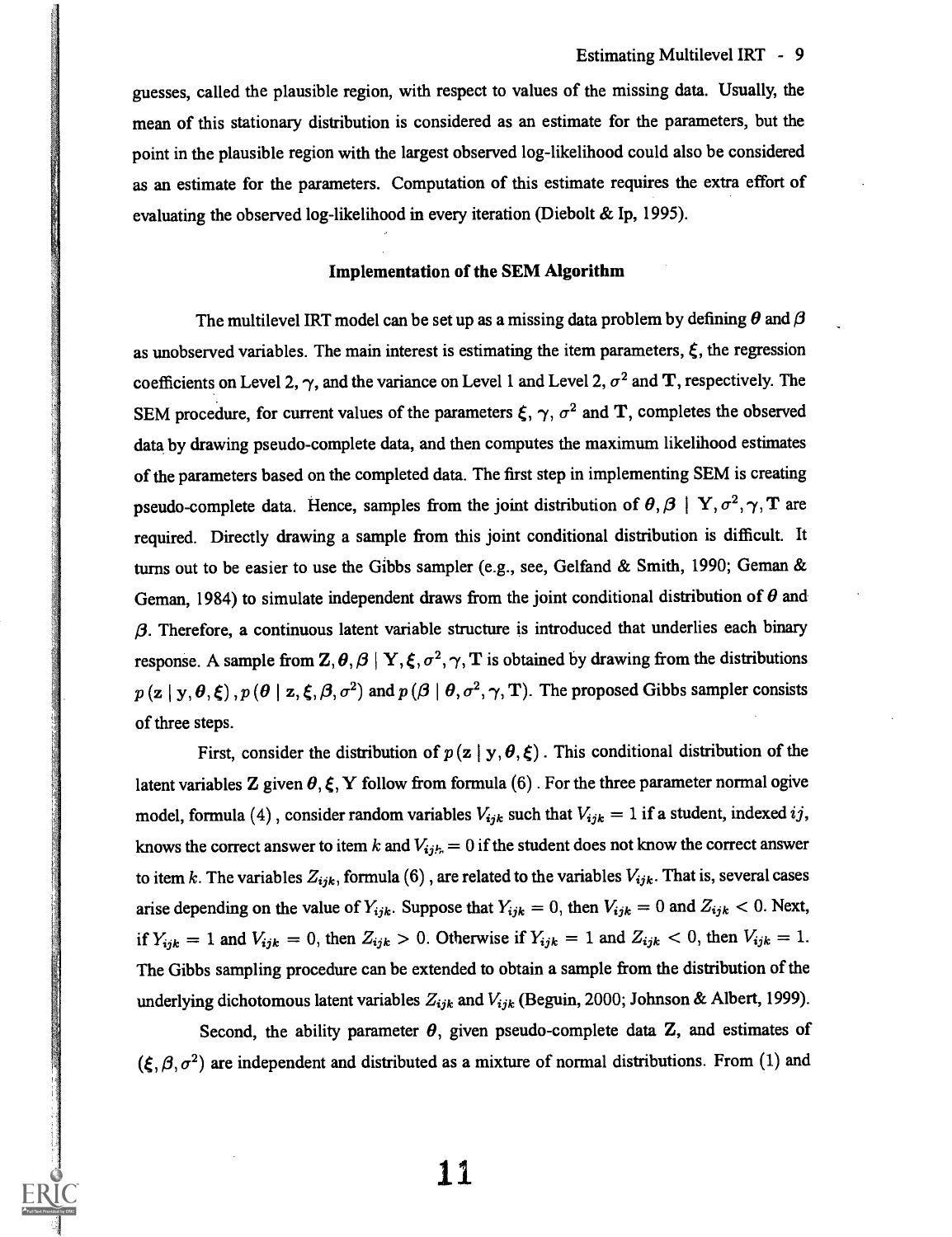guesses, called the plausible region, with respect to values of the missing data. Usually, the mean of this stationary distribution is considered as an estimate for the parameters, but the point in the plausible region with the largest observed log-likelihood could also be considered as an estimate for the parameters. Computation of this estimate requires the extra effort of evaluating the observed log-likelihood in every iteration (Diebolt & Ip, 1995).

### Implementation of the SEM Algorithm

The multilevel IRT model can be set up as a missing data problem by defining $\boldsymbol{\theta}$ and $\boldsymbol{\beta}$ as unobserved variables. The main interest is estimating the item parameters, $\boldsymbol{\xi}$, the regression coefficients on Level 2, $\gamma$, and the variance on Level 1 and Level 2, $\sigma^2$ and $\mathbf{T}$, respectively. The SEM procedure, for current values of the parameters $\boldsymbol{\xi}$, $\gamma$, $\sigma^2$ and $\mathbf{T}$, completes the observed data by drawing pseudo-complete data, and then computes the maximum likelihood estimates of the parameters based on the completed data. The first step in implementing SEM is creating pseudo-complete data. Hence, samples from the joint distribution of $\boldsymbol{\theta}, \boldsymbol{\beta} \mid \mathbf{Y}, \sigma^2, \gamma, \mathbf{T}$ are required. Directly drawing a sample from this joint conditional distribution is difficult. It turns out to be easier to use the Gibbs sampler (e.g., see, Gelfand & Smith, 1990; Geman & Geman, 1984) to simulate independent draws from the joint conditional distribution of $\boldsymbol{\theta}$ and $\boldsymbol{\beta}$. Therefore, a continuous latent variable structure is introduced that underlies each binary response. A sample from $\mathbf{Z}, \boldsymbol{\theta}, \boldsymbol{\beta} \mid \mathbf{Y}, \boldsymbol{\xi}, \sigma^2, \gamma, \mathbf{T}$ is obtained by drawing from the distributions $p(\mathbf{z} \mid \mathbf{y}, \boldsymbol{\theta}, \boldsymbol{\xi})$, $p(\boldsymbol{\theta} \mid \mathbf{z}, \boldsymbol{\xi}, \boldsymbol{\beta}, \sigma^2)$ and $p(\boldsymbol{\beta} \mid \boldsymbol{\theta}, \sigma^2, \gamma, \mathbf{T})$. The proposed Gibbs sampler consists of three steps.

First, consider the distribution of $p(\mathbf{z} \mid \mathbf{y}, \boldsymbol{\theta}, \boldsymbol{\xi})$. This conditional distribution of the latent variables $\mathbf{Z}$ given $\boldsymbol{\theta}, \boldsymbol{\xi}, \mathbf{Y}$ follow from formula (6). For the three parameter normal ogive model, formula (4), consider random variables $V_{ijk}$ such that $V_{ijk} = 1$ if a student, indexed $ij$, knows the correct answer to item $k$ and $V_{ijk} = 0$ if the student does not know the correct answer to item $k$. The variables $Z_{ijk}$, formula (6), are related to the variables $V_{ijk}$. That is, several cases arise depending on the value of $Y_{ijk}$. Suppose that $Y_{ijk} = 0$, then $V_{ijk} = 0$ and $Z_{ijk} < 0$. Next, if $Y_{ijk} = 1$ and $V_{ijk} = 0$, then $Z_{ijk} > 0$. Otherwise if $Y_{ijk} = 1$ and $Z_{ijk} < 0$, then $V_{ijk} = 1$. The Gibbs sampling procedure can be extended to obtain a sample from the distribution of the underlying dichotomous latent variables $Z_{ijk}$ and $V_{ijk}$ (Beguin, 2000; Johnson & Albert, 1999).

Second, the ability parameter $\boldsymbol{\theta}$, given pseudo-complete data $\mathbf{Z}$, and estimates of $(\boldsymbol{\xi}, \boldsymbol{\beta}, \sigma^2)$ are independent and distributed as a mixture of normal distributions. From (1) and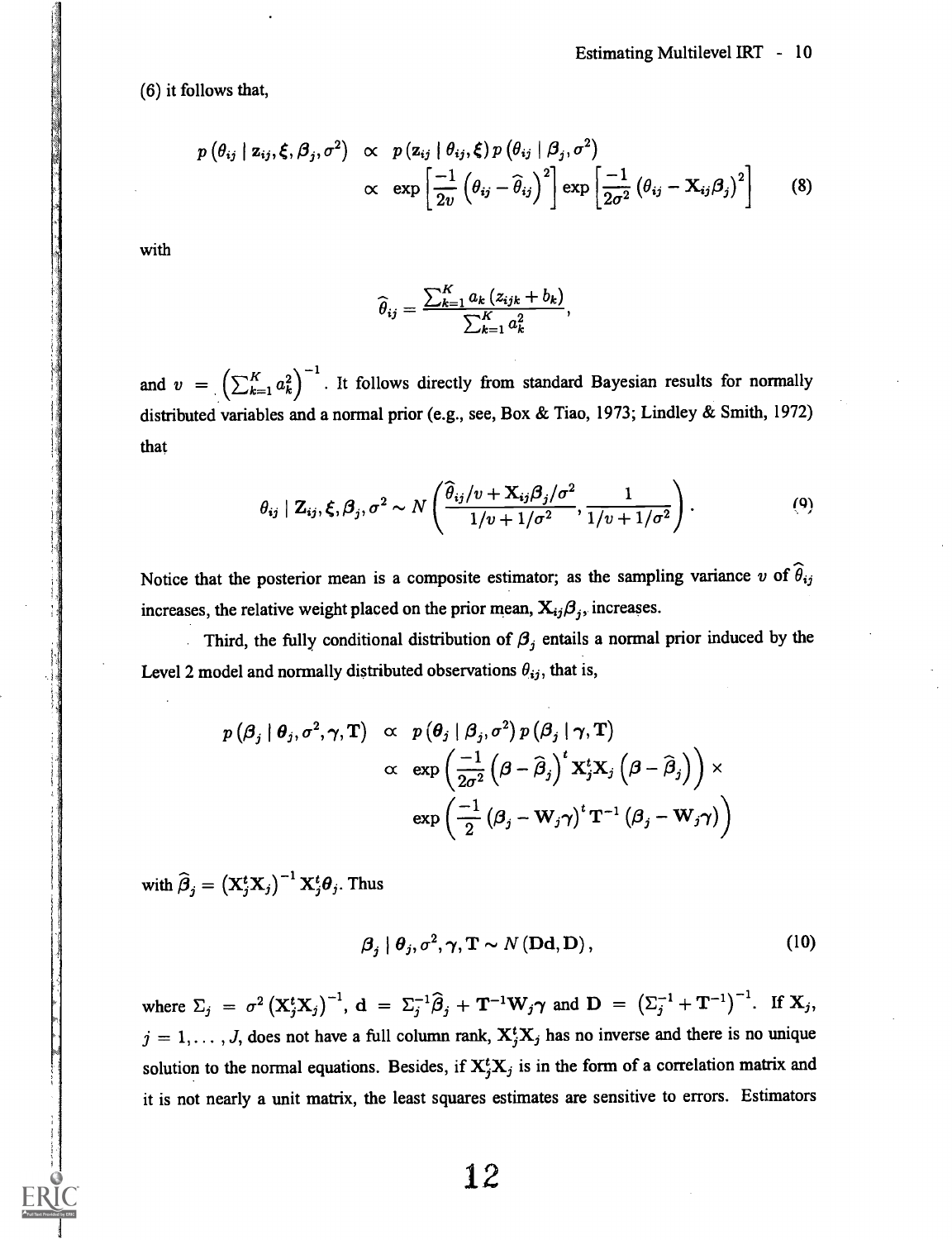(6) it follows that,

$$
\begin{aligned}
p\left(\theta_{ij} \mid \mathbf{z}_{ij}, \boldsymbol{\xi}, \boldsymbol{\beta}_j, \sigma^2\right) &\propto p\left(\mathbf{z}_{ij} \mid \theta_{ij}, \boldsymbol{\xi}\right) p\left(\theta_{ij} \mid \boldsymbol{\beta}_j, \sigma^2\right) \\
&\propto \exp\left[\frac{-1}{2v}\left(\theta_{ij} - \widehat{\theta}_{ij}\right)^2\right] \exp\left[\frac{-1}{2\sigma^2}\left(\theta_{ij} - \mathbf{X}_{ij}\boldsymbol{\beta}_j\right)^2\right]
\end{aligned} \tag{8}
$$

with

$$
\widehat{\theta}_{ij} = \frac{\sum_{k=1}^{K} a_k \left(z_{ijk} + b_k\right)}{\sum_{k=1}^{K} a_k^2},
$$

and $v = \left(\sum_{k=1}^{K} a_k^2\right)^{-1}$. It follows directly from standard Bayesian results for normally distributed variables and a normal prior (e.g., see, Box & Tiao, 1973; Lindley & Smith, 1972) that

$$
\theta_{ij} \mid \mathbf{Z}_{ij}, \boldsymbol{\xi}, \boldsymbol{\beta}_j, \sigma^2 \sim N\left(\frac{\widehat{\theta}_{ij}/v + \mathbf{X}_{ij}\boldsymbol{\beta}_j/\sigma^2}{1/v + 1/\sigma^2}, \frac{1}{1/v + 1/\sigma^2}\right). \tag{9}
$$

Notice that the posterior mean is a composite estimator; as the sampling variance $v$ of $\widehat{\theta}_{ij}$ increases, the relative weight placed on the prior mean, $\mathbf{X}_{ij}\boldsymbol{\beta}_j$, increases.

Third, the fully conditional distribution of $\boldsymbol{\beta}_j$ entails a normal prior induced by the Level 2 model and normally distributed observations $\theta_{ij}$, that is,

$$
\begin{aligned}
p\left(\boldsymbol{\beta}_j \mid \boldsymbol{\theta}_j, \sigma^2, \boldsymbol{\gamma}, \mathbf{T}\right) &\propto p\left(\boldsymbol{\theta}_j \mid \boldsymbol{\beta}_j, \sigma^2\right) p\left(\boldsymbol{\beta}_j \mid \boldsymbol{\gamma}, \mathbf{T}\right) \\
&\propto \exp\left(\frac{-1}{2\sigma^2}\left(\boldsymbol{\beta} - \widehat{\boldsymbol{\beta}}_j\right)^t \mathbf{X}_j^t \mathbf{X}_j \left(\boldsymbol{\beta} - \widehat{\boldsymbol{\beta}}_j\right)\right) \times \\
&\quad \exp\left(\frac{-1}{2}\left(\boldsymbol{\beta}_j - \mathbf{W}_j\boldsymbol{\gamma}\right)^t \mathbf{T}^{-1} \left(\boldsymbol{\beta}_j - \mathbf{W}_j\boldsymbol{\gamma}\right)\right)
\end{aligned}
$$

with $\widehat{\boldsymbol{\beta}}_j = \left(\mathbf{X}_j^t \mathbf{X}_j\right)^{-1} \mathbf{X}_j^t \boldsymbol{\theta}_j$. Thus

$$
\boldsymbol{\beta}_j \mid \boldsymbol{\theta}_j, \sigma^2, \boldsymbol{\gamma}, \mathbf{T} \sim N\left(\mathbf{Dd}, \mathbf{D}\right), \tag{10}
$$

where $\Sigma_j = \sigma^2 \left(\mathbf{X}_j^t \mathbf{X}_j\right)^{-1}$, $\mathbf{d} = \Sigma_j^{-1}\widehat{\boldsymbol{\beta}}_j + \mathbf{T}^{-1}\mathbf{W}_j\boldsymbol{\gamma}$ and $\mathbf{D} = \left(\Sigma_j^{-1} + \mathbf{T}^{-1}\right)^{-1}$. If $\mathbf{X}_j$, $j = 1, \ldots, J$, does not have a full column rank, $\mathbf{X}_j^t \mathbf{X}_j$ has no inverse and there is no unique solution to the normal equations. Besides, if $\mathbf{X}_j^t \mathbf{X}_j$ is in the form of a correlation matrix and it is not nearly a unit matrix, the least squares estimates are sensitive to errors. Estimators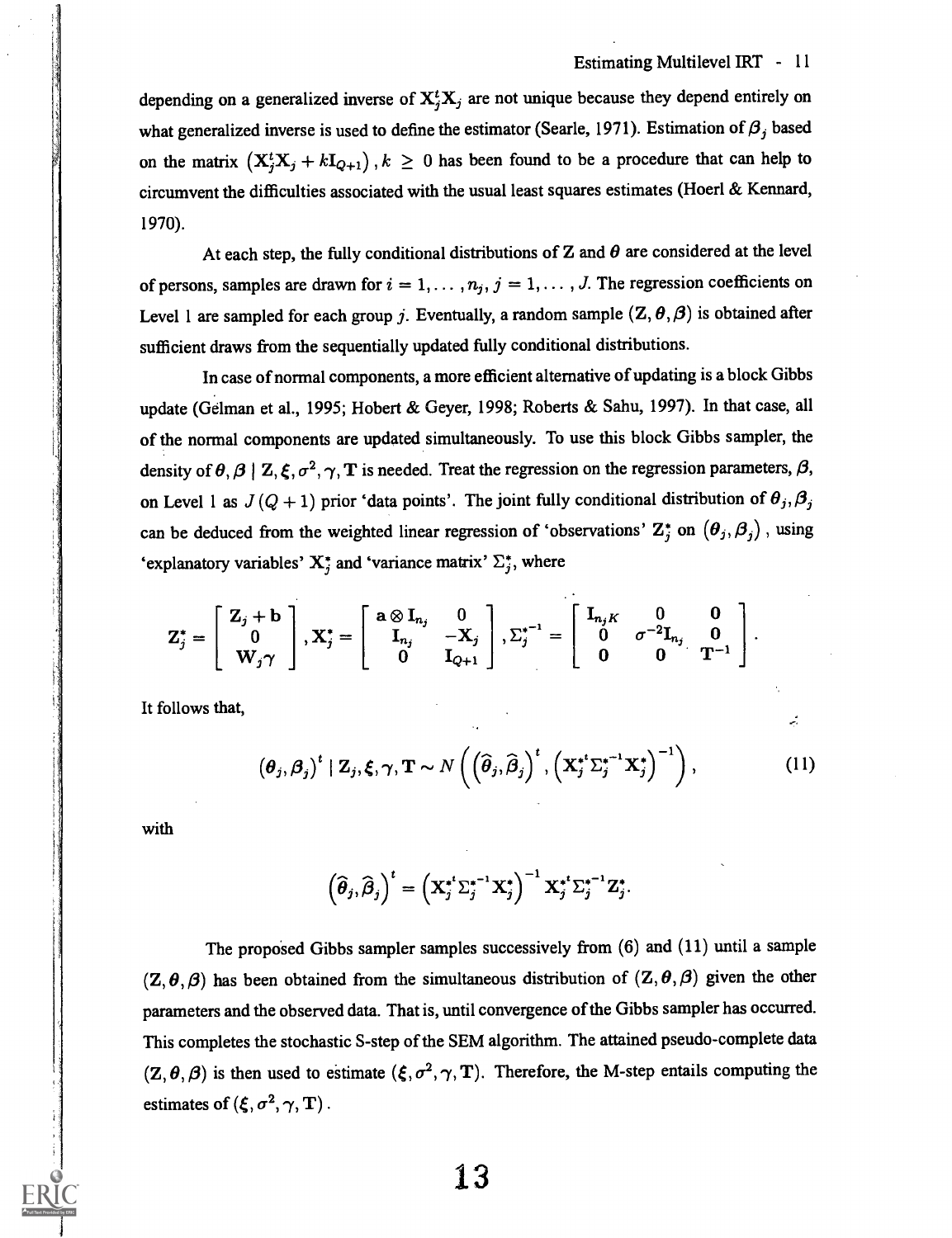depending on a generalized inverse of $\mathbf{X}_j^t\mathbf{X}_j$ are not unique because they depend entirely on what generalized inverse is used to define the estimator (Searle, 1971). Estimation of $\boldsymbol{\beta}_j$ based on the matrix $\left(\mathbf{X}_j^t\mathbf{X}_j + k\mathbf{I}_{Q+1}\right), k \geq 0$ has been found to be a procedure that can help to circumvent the difficulties associated with the usual least squares estimates (Hoerl & Kennard, 1970).

At each step, the fully conditional distributions of $\mathbf{Z}$ and $\boldsymbol{\theta}$ are considered at the level of persons, samples are drawn for $i = 1, \ldots, n_j, j = 1, \ldots, J$. The regression coefficients on Level 1 are sampled for each group $j$. Eventually, a random sample $(\mathbf{Z}, \boldsymbol{\theta}, \boldsymbol{\beta})$ is obtained after sufficient draws from the sequentially updated fully conditional distributions.

In case of normal components, a more efficient alternative of updating is a block Gibbs update (Gelman et al., 1995; Hobert & Geyer, 1998; Roberts & Sahu, 1997). In that case, all of the normal components are updated simultaneously. To use this block Gibbs sampler, the density of $\boldsymbol{\theta}, \boldsymbol{\beta} \mid \mathbf{Z}, \boldsymbol{\xi}, \sigma^2, \boldsymbol{\gamma}, \mathbf{T}$ is needed. Treat the regression on the regression parameters, $\boldsymbol{\beta}$, on Level 1 as $J(Q+1)$ prior 'data points'. The joint fully conditional distribution of $\boldsymbol{\theta}_j, \boldsymbol{\beta}_j$ can be deduced from the weighted linear regression of 'observations' $\mathbf{Z}_j^*$ on $\left(\boldsymbol{\theta}_j, \boldsymbol{\beta}_j\right)$, using 'explanatory variables' $\mathbf{X}_j^*$ and 'variance matrix' $\Sigma_j^*$, where

$$\mathbf{Z}_j^* = \begin{bmatrix} \mathbf{Z}_j + \mathbf{b} \\ 0 \\ \mathbf{W}_j\boldsymbol{\gamma} \end{bmatrix}, \mathbf{X}_j^* = \begin{bmatrix} \mathbf{a} \otimes \mathbf{I}_{n_j} & 0 \\ \mathbf{I}_{n_j} & -\mathbf{X}_j \\ 0 & \mathbf{I}_{Q+1} \end{bmatrix}, \Sigma_j^{*^{-1}} = \begin{bmatrix} \mathbf{I}_{n_jK} & 0 & \mathbf{0} \\ 0 & \sigma^{-2}\mathbf{I}_{n_j} & \mathbf{0} \\ \mathbf{0} & \mathbf{0} & \mathbf{T}^{-1} \end{bmatrix}.$$

It follows that,

$$\left(\boldsymbol{\theta}_j, \boldsymbol{\beta}_j\right)^t \mid \mathbf{Z}_j, \boldsymbol{\xi}, \boldsymbol{\gamma}, \mathbf{T} \sim N\left(\left(\widehat{\boldsymbol{\theta}}_j, \widehat{\boldsymbol{\beta}}_j\right)^t, \left(\mathbf{X}_j^{*^t}\Sigma_j^{*^{-1}}\mathbf{X}_j^*\right)^{-1}\right), \tag{11}$$

with

$$\left(\widehat{\boldsymbol{\theta}}_j, \widehat{\boldsymbol{\beta}}_j\right)^t = \left(\mathbf{X}_j^{*^t}\Sigma_j^{*^{-1}}\mathbf{X}_j^*\right)^{-1}\mathbf{X}_j^{*^t}\Sigma_j^{*^{-1}}\mathbf{Z}_j^*.$$

The proposed Gibbs sampler samples successively from (6) and (11) until a sample $(\mathbf{Z}, \boldsymbol{\theta}, \boldsymbol{\beta})$ has been obtained from the simultaneous distribution of $(\mathbf{Z}, \boldsymbol{\theta}, \boldsymbol{\beta})$ given the other parameters and the observed data. That is, until convergence of the Gibbs sampler has occurred. This completes the stochastic S-step of the SEM algorithm. The attained pseudo-complete data $(\mathbf{Z}, \boldsymbol{\theta}, \boldsymbol{\beta})$ is then used to estimate $(\boldsymbol{\xi}, \sigma^2, \boldsymbol{\gamma}, \mathbf{T})$. Therefore, the M-step entails computing the estimates of $(\boldsymbol{\xi}, \sigma^2, \boldsymbol{\gamma}, \mathbf{T})$.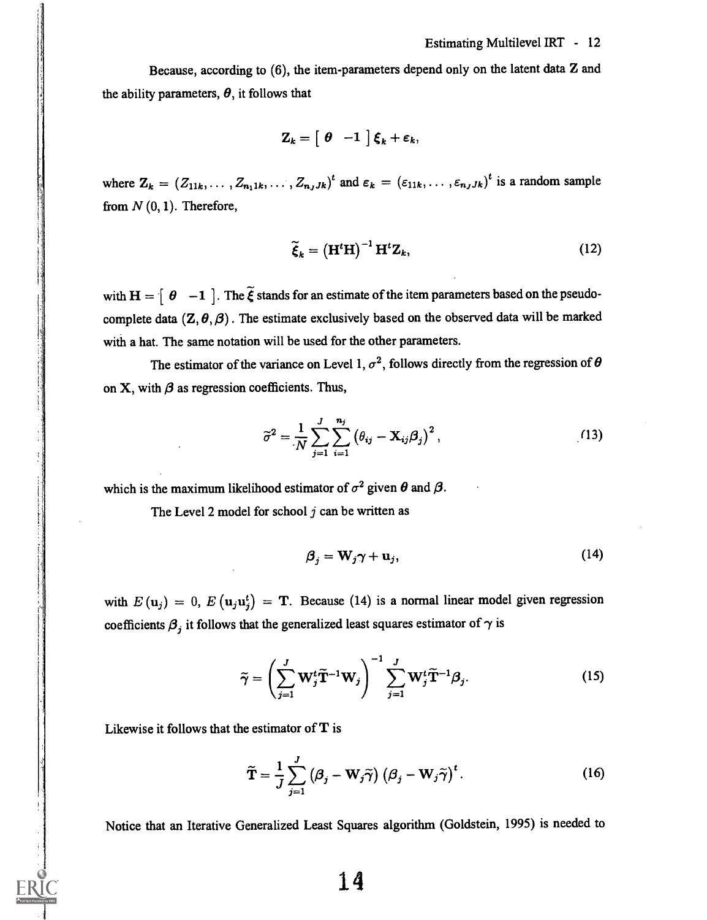Because, according to (6), the item-parameters depend only on the latent data $\mathbf{Z}$ and the ability parameters, $\boldsymbol{\theta}$, it follows that

$$\mathbf{Z}_k = \left[ \begin{array}{cc} \boldsymbol{\theta} & -\mathbf{1} \end{array} \right] \boldsymbol{\xi}_k + \boldsymbol{\varepsilon}_k,$$

where $\mathbf{Z}_k = \left(Z_{11k}, \ldots, Z_{n_1 1k}, \ldots, Z_{n_J Jk}\right)^t$ and $\boldsymbol{\varepsilon}_k = \left(\varepsilon_{11k}, \ldots, \varepsilon_{n_J Jk}\right)^t$ is a random sample from $N(0, 1)$. Therefore,

$$\widetilde{\boldsymbol{\xi}}_k = \left(\mathbf{H}^t\mathbf{H}\right)^{-1} \mathbf{H}^t \mathbf{Z}_k, \tag{12}$$

with $\mathbf{H} = \left[ \begin{array}{cc} \boldsymbol{\theta} & -\mathbf{1} \end{array} \right]$. The $\widetilde{\boldsymbol{\xi}}$ stands for an estimate of the item parameters based on the pseudo-complete data $(\mathbf{Z}, \boldsymbol{\theta}, \boldsymbol{\beta})$. The estimate exclusively based on the observed data will be marked with a hat. The same notation will be used for the other parameters.

The estimator of the variance on Level 1, $\sigma^2$, follows directly from the regression of $\boldsymbol{\theta}$ on $\mathbf{X}$, with $\boldsymbol{\beta}$ as regression coefficients. Thus,

$$\widetilde{\sigma}^2 = \frac{1}{N} \sum_{j=1}^{J} \sum_{i=1}^{n_j} \left(\theta_{ij} - \mathbf{X}_{ij}\boldsymbol{\beta}_j\right)^2, \tag{13}$$

which is the maximum likelihood estimator of $\sigma^2$ given $\boldsymbol{\theta}$ and $\boldsymbol{\beta}$.

The Level 2 model for school $j$ can be written as

$$\boldsymbol{\beta}_j = \mathbf{W}_j \boldsymbol{\gamma} + \mathbf{u}_j, \tag{14}$$

with $E\left(\mathbf{u}_j\right) = 0$, $E\left(\mathbf{u}_j \mathbf{u}_j^t\right) = \mathbf{T}$. Because (14) is a normal linear model given regression coefficients $\boldsymbol{\beta}_j$ it follows that the generalized least squares estimator of $\boldsymbol{\gamma}$ is

$$\widetilde{\boldsymbol{\gamma}} = \left( \sum_{j=1}^{J} \mathbf{W}_j^t \widetilde{\mathbf{T}}^{-1} \mathbf{W}_j \right)^{-1} \sum_{j=1}^{J} \mathbf{W}_j^t \widetilde{\mathbf{T}}^{-1} \boldsymbol{\beta}_j. \tag{15}$$

Likewise it follows that the estimator of $\mathbf{T}$ is

$$\widetilde{\mathbf{T}} = \frac{1}{J} \sum_{j=1}^{J} \left(\boldsymbol{\beta}_j - \mathbf{W}_j \widetilde{\boldsymbol{\gamma}}\right) \left(\boldsymbol{\beta}_j - \mathbf{W}_j \widetilde{\boldsymbol{\gamma}}\right)^t. \tag{16}$$

Notice that an Iterative Generalized Least Squares algorithm (Goldstein, 1995) is needed to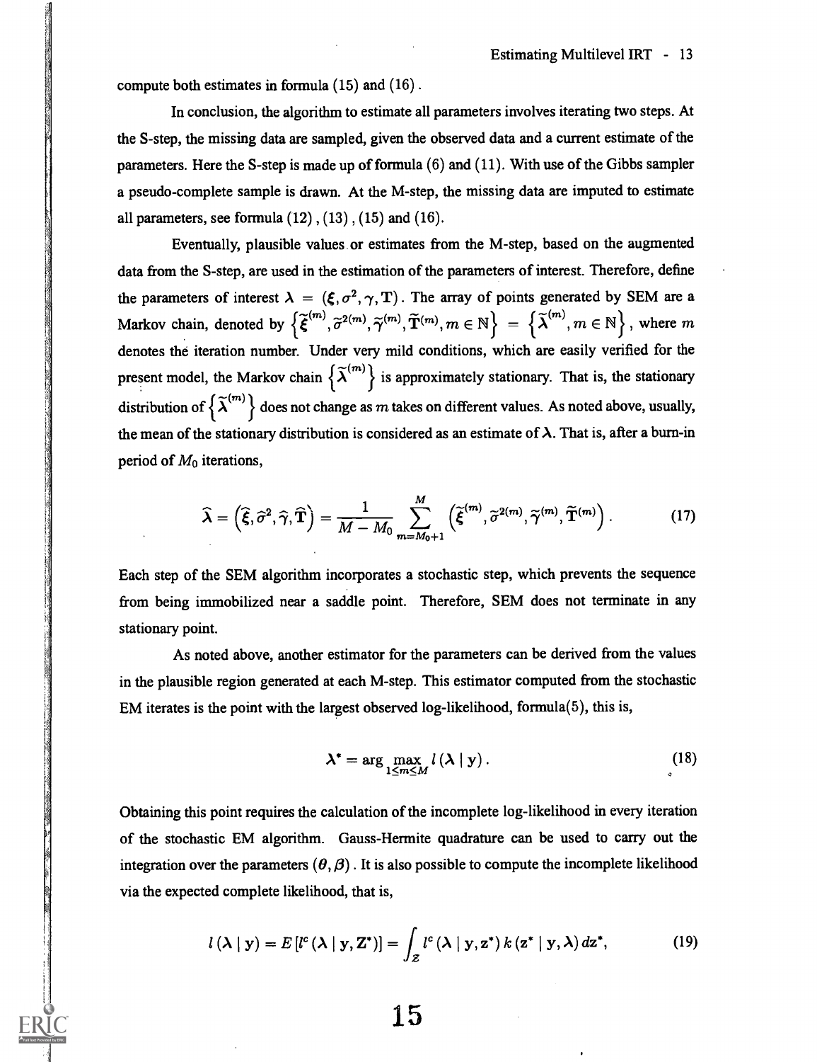compute both estimates in formula (15) and (16).

In conclusion, the algorithm to estimate all parameters involves iterating two steps. At the S-step, the missing data are sampled, given the observed data and a current estimate of the parameters. Here the S-step is made up of formula (6) and (11). With use of the Gibbs sampler a pseudo-complete sample is drawn. At the M-step, the missing data are imputed to estimate all parameters, see formula (12), (13), (15) and (16).

Eventually, plausible values or estimates from the M-step, based on the augmented data from the S-step, are used in the estimation of the parameters of interest. Therefore, define the parameters of interest $\boldsymbol{\lambda} = (\boldsymbol{\xi}, \sigma^2, \gamma, \mathbf{T})$. The array of points generated by SEM are a Markov chain, denoted by $\left\{ \widetilde{\boldsymbol{\xi}}^{(m)}, \widetilde{\sigma}^{2(m)}, \widetilde{\gamma}^{(m)}, \widetilde{\mathbf{T}}^{(m)}, m \in \mathbb{N} \right\} = \left\{ \widetilde{\boldsymbol{\lambda}}^{(m)}, m \in \mathbb{N} \right\}$, where $m$ denotes the iteration number. Under very mild conditions, which are easily verified for the present model, the Markov chain $\left\{ \widetilde{\boldsymbol{\lambda}}^{(m)} \right\}$ is approximately stationary. That is, the stationary distribution of $\left\{ \widetilde{\boldsymbol{\lambda}}^{(m)} \right\}$ does not change as $m$ takes on different values. As noted above, usually, the mean of the stationary distribution is considered as an estimate of $\boldsymbol{\lambda}$. That is, after a burn-in period of $M_0$ iterations,

$$\widehat{\boldsymbol{\lambda}} = \left( \widehat{\boldsymbol{\xi}}, \widehat{\sigma}^2, \widehat{\gamma}, \widehat{\mathbf{T}} \right) = \frac{1}{M - M_0} \sum_{m=M_0+1}^{M} \left( \widetilde{\boldsymbol{\xi}}^{(m)}, \widetilde{\sigma}^{2(m)}, \widetilde{\gamma}^{(m)}, \widetilde{\mathbf{T}}^{(m)} \right). \tag{17}$$

Each step of the SEM algorithm incorporates a stochastic step, which prevents the sequence from being immobilized near a saddle point. Therefore, SEM does not terminate in any stationary point.

As noted above, another estimator for the parameters can be derived from the values in the plausible region generated at each M-step. This estimator computed from the stochastic EM iterates is the point with the largest observed log-likelihood, formula(5), this is,

$$\boldsymbol{\lambda}^* = \arg \max_{1 \leq m \leq M} l(\boldsymbol{\lambda} \mid \mathbf{y}). \tag{18}$$

Obtaining this point requires the calculation of the incomplete log-likelihood in every iteration of the stochastic EM algorithm. Gauss-Hermite quadrature can be used to carry out the integration over the parameters $(\boldsymbol{\theta}, \boldsymbol{\beta})$. It is also possible to compute the incomplete likelihood via the expected complete likelihood, that is,

$$l(\boldsymbol{\lambda} \mid \mathbf{y}) = E\left[ l^c(\boldsymbol{\lambda} \mid \mathbf{y}, \mathbf{Z}^*) \right] = \int_{\mathcal{Z}} l^c(\boldsymbol{\lambda} \mid \mathbf{y}, \mathbf{z}^*) \, k(\mathbf{z}^* \mid \mathbf{y}, \boldsymbol{\lambda}) \, dz^*, \tag{19}$$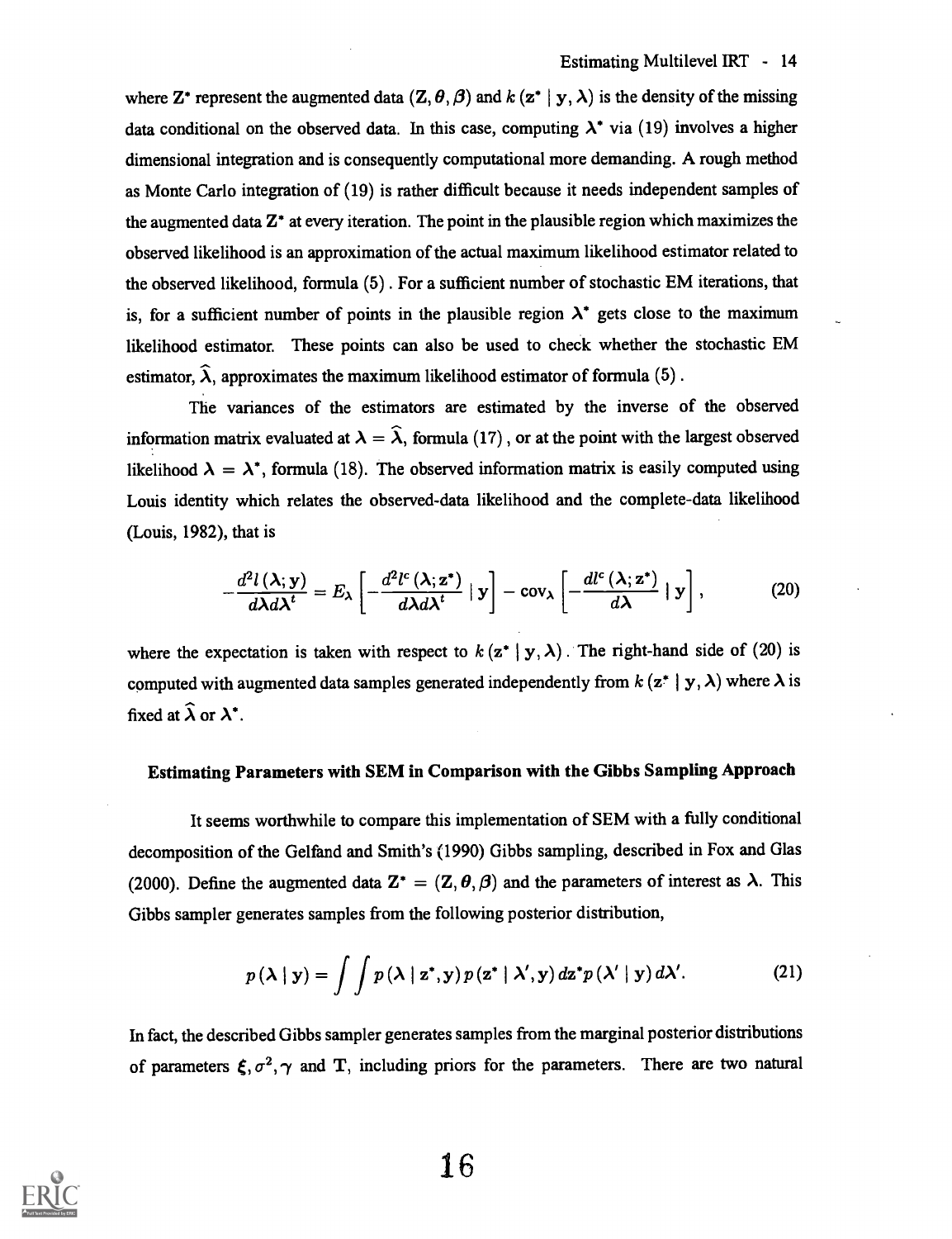where $\mathbf{Z}^*$ represent the augmented data $(\mathbf{Z}, \boldsymbol{\theta}, \boldsymbol{\beta})$ and $k(\mathbf{z}^* \mid \mathbf{y}, \boldsymbol{\lambda})$ is the density of the missing data conditional on the observed data. In this case, computing $\boldsymbol{\lambda}^*$ via (19) involves a higher dimensional integration and is consequently computational more demanding. A rough method as Monte Carlo integration of (19) is rather difficult because it needs independent samples of the augmented data $\mathbf{Z}^*$ at every iteration. The point in the plausible region which maximizes the observed likelihood is an approximation of the actual maximum likelihood estimator related to the observed likelihood, formula (5). For a sufficient number of stochastic EM iterations, that is, for a sufficient number of points in the plausible region $\boldsymbol{\lambda}^*$ gets close to the maximum likelihood estimator. These points can also be used to check whether the stochastic EM estimator, $\widehat{\boldsymbol{\lambda}}$, approximates the maximum likelihood estimator of formula (5).

The variances of the estimators are estimated by the inverse of the observed information matrix evaluated at $\boldsymbol{\lambda} = \widehat{\boldsymbol{\lambda}}$, formula (17), or at the point with the largest observed likelihood $\boldsymbol{\lambda} = \boldsymbol{\lambda}^*$, formula (18). The observed information matrix is easily computed using Louis identity which relates the observed-data likelihood and the complete-data likelihood (Louis, 1982), that is

$$-\frac{d^2 l(\boldsymbol{\lambda}; \mathbf{y})}{d\boldsymbol{\lambda} d\boldsymbol{\lambda}^t} = E_{\boldsymbol{\lambda}}\left[-\frac{d^2 l^c(\boldsymbol{\lambda}; \mathbf{z}^*)}{d\boldsymbol{\lambda} d\boldsymbol{\lambda}^t} \mid \mathbf{y}\right] - \text{cov}_{\boldsymbol{\lambda}}\left[-\frac{d l^c(\boldsymbol{\lambda}; \mathbf{z}^*)}{d\boldsymbol{\lambda}} \mid \mathbf{y}\right], \tag{20}$$

where the expectation is taken with respect to $k(\mathbf{z}^* \mid \mathbf{y}, \boldsymbol{\lambda})$. The right-hand side of (20) is computed with augmented data samples generated independently from $k(\mathbf{z}^* \mid \mathbf{y}, \boldsymbol{\lambda})$ where $\boldsymbol{\lambda}$ is fixed at $\widehat{\boldsymbol{\lambda}}$ or $\boldsymbol{\lambda}^*$.

### Estimating Parameters with SEM in Comparison with the Gibbs Sampling Approach

It seems worthwhile to compare this implementation of SEM with a fully conditional decomposition of the Gelfand and Smith's (1990) Gibbs sampling, described in Fox and Glas (2000). Define the augmented data $\mathbf{Z}^* = (\mathbf{Z}, \boldsymbol{\theta}, \boldsymbol{\beta})$ and the parameters of interest as $\boldsymbol{\lambda}$. This Gibbs sampler generates samples from the following posterior distribution,

$$p(\boldsymbol{\lambda} \mid \mathbf{y}) = \int \int p(\boldsymbol{\lambda} \mid \mathbf{z}^*, \mathbf{y}) \, p(\mathbf{z}^* \mid \boldsymbol{\lambda}', \mathbf{y}) \, d\mathbf{z}^* p(\boldsymbol{\lambda}' \mid \mathbf{y}) \, d\boldsymbol{\lambda}'. \tag{21}$$

In fact, the described Gibbs sampler generates samples from the marginal posterior distributions of parameters $\boldsymbol{\xi}, \sigma^2, \boldsymbol{\gamma}$ and $\mathbf{T}$, including priors for the parameters. There are two natural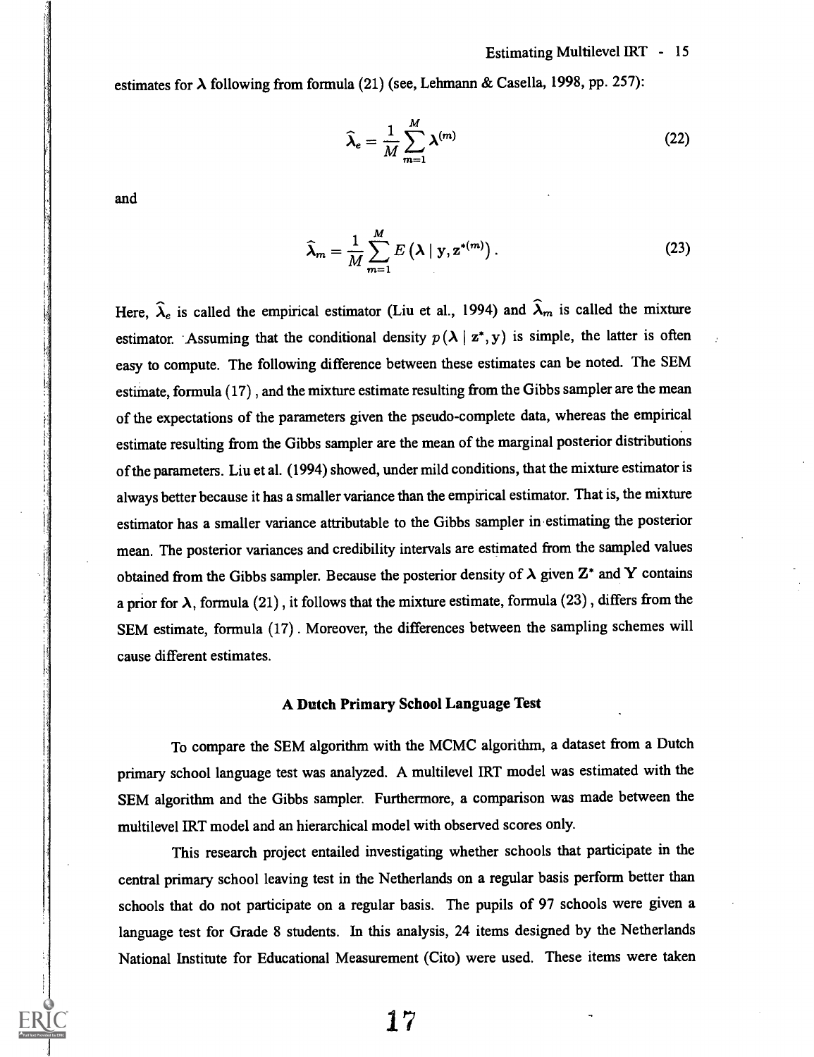estimates for $\boldsymbol{\lambda}$ following from formula (21) (see, Lehmann & Casella, 1998, pp. 257):

$$\widehat{\boldsymbol{\lambda}}_e = \frac{1}{M}\sum_{m=1}^{M} \boldsymbol{\lambda}^{(m)} \tag{22}$$

and

$$\widehat{\boldsymbol{\lambda}}_m = \frac{1}{M}\sum_{m=1}^{M} E\left(\boldsymbol{\lambda} \mid \mathbf{y}, \mathbf{z}^{*(m)}\right). \tag{23}$$

Here, $\widehat{\boldsymbol{\lambda}}_e$ is called the empirical estimator (Liu et al., 1994) and $\widehat{\boldsymbol{\lambda}}_m$ is called the mixture estimator. Assuming that the conditional density $p(\boldsymbol{\lambda} \mid \mathbf{z}^*, \mathbf{y})$ is simple, the latter is often easy to compute. The following difference between these estimates can be noted. The SEM estimate, formula (17), and the mixture estimate resulting from the Gibbs sampler are the mean of the expectations of the parameters given the pseudo-complete data, whereas the empirical estimate resulting from the Gibbs sampler are the mean of the marginal posterior distributions of the parameters. Liu et al. (1994) showed, under mild conditions, that the mixture estimator is always better because it has a smaller variance than the empirical estimator. That is, the mixture estimator has a smaller variance attributable to the Gibbs sampler in estimating the posterior mean. The posterior variances and credibility intervals are estimated from the sampled values obtained from the Gibbs sampler. Because the posterior density of $\boldsymbol{\lambda}$ given $\mathbf{Z}^*$ and $\mathbf{Y}$ contains a prior for $\boldsymbol{\lambda}$, formula (21), it follows that the mixture estimate, formula (23), differs from the SEM estimate, formula (17). Moreover, the differences between the sampling schemes will cause different estimates.

## A Dutch Primary School Language Test

To compare the SEM algorithm with the MCMC algorithm, a dataset from a Dutch primary school language test was analyzed. A multilevel IRT model was estimated with the SEM algorithm and the Gibbs sampler. Furthermore, a comparison was made between the multilevel IRT model and an hierarchical model with observed scores only.

This research project entailed investigating whether schools that participate in the central primary school leaving test in the Netherlands on a regular basis perform better than schools that do not participate on a regular basis. The pupils of 97 schools were given a language test for Grade 8 students. In this analysis, 24 items designed by the Netherlands National Institute for Educational Measurement (Cito) were used. These items were taken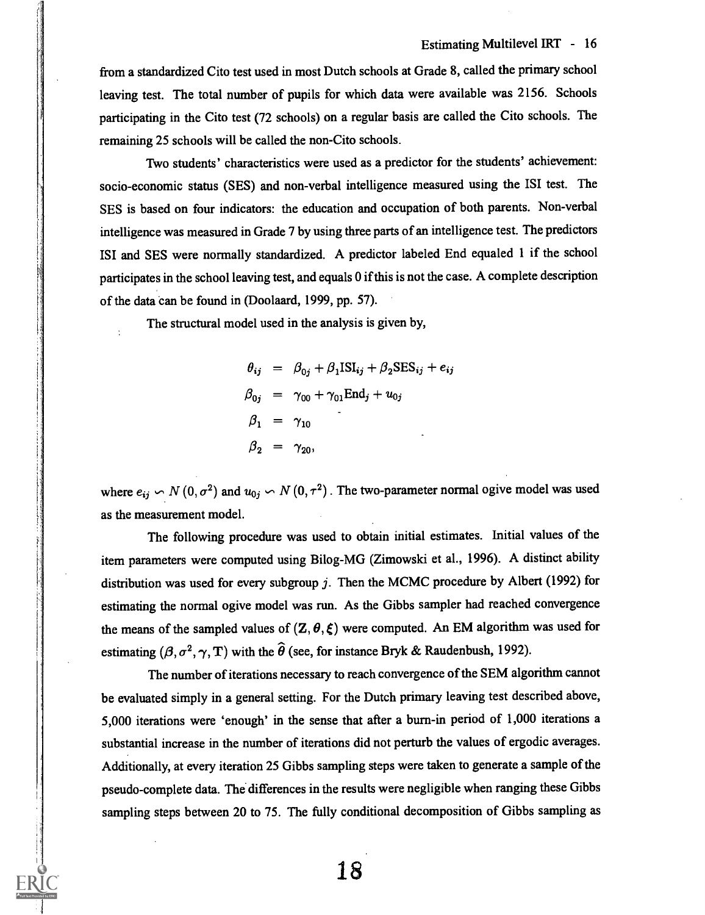from a standardized Cito test used in most Dutch schools at Grade 8, called the primary school leaving test. The total number of pupils for which data were available was 2156. Schools participating in the Cito test (72 schools) on a regular basis are called the Cito schools. The remaining 25 schools will be called the non-Cito schools.

Two students' characteristics were used as a predictor for the students' achievement: socio-economic status (SES) and non-verbal intelligence measured using the ISI test. The SES is based on four indicators: the education and occupation of both parents. Non-verbal intelligence was measured in Grade 7 by using three parts of an intelligence test. The predictors ISI and SES were normally standardized. A predictor labeled End equaled 1 if the school participates in the school leaving test, and equals 0 if this is not the case. A complete description of the data can be found in (Doolaard, 1999, pp. 57).

The structural model used in the analysis is given by,

$$
\begin{aligned}
\theta_{ij} &= \beta_{0j} + \beta_1 \text{ISI}_{ij} + \beta_2 \text{SES}_{ij} + e_{ij} \\
\beta_{0j} &= \gamma_{00} + \gamma_{01} \text{End}_j + u_{0j} \\
\beta_1 &= \gamma_{10} \\
\beta_2 &= \gamma_{20},
\end{aligned}
$$

where $e_{ij} \backsim N(0, \sigma^2)$ and $u_{0j} \backsim N(0, \tau^2)$. The two-parameter normal ogive model was used as the measurement model.

The following procedure was used to obtain initial estimates. Initial values of the item parameters were computed using Bilog-MG (Zimowski et al., 1996). A distinct ability distribution was used for every subgroup $j$. Then the MCMC procedure by Albert (1992) for estimating the normal ogive model was run. As the Gibbs sampler had reached convergence the means of the sampled values of $(\mathbf{Z}, \boldsymbol{\theta}, \boldsymbol{\xi})$ were computed. An EM algorithm was used for estimating $(\boldsymbol{\beta}, \sigma^2, \boldsymbol{\gamma}, \mathbf{T})$ with the $\widehat{\boldsymbol{\theta}}$ (see, for instance Bryk & Raudenbush, 1992).

The number of iterations necessary to reach convergence of the SEM algorithm cannot be evaluated simply in a general setting. For the Dutch primary leaving test described above, 5,000 iterations were 'enough' in the sense that after a burn-in period of 1,000 iterations a substantial increase in the number of iterations did not perturb the values of ergodic averages. Additionally, at every iteration 25 Gibbs sampling steps were taken to generate a sample of the pseudo-complete data. The differences in the results were negligible when ranging these Gibbs sampling steps between 20 to 75. The fully conditional decomposition of Gibbs sampling as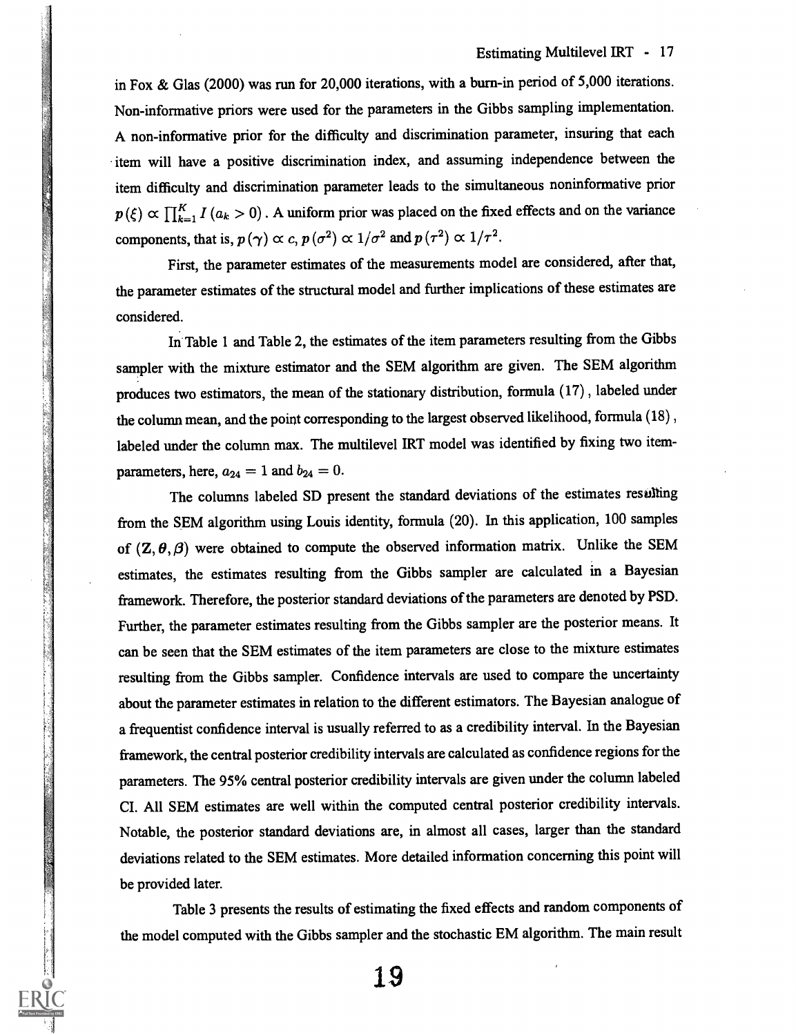in Fox & Glas (2000) was run for 20,000 iterations, with a burn-in period of 5,000 iterations. Non-informative priors were used for the parameters in the Gibbs sampling implementation. A non-informative prior for the difficulty and discrimination parameter, insuring that each item will have a positive discrimination index, and assuming independence between the item difficulty and discrimination parameter leads to the simultaneous noninformative prior $p(\xi) \propto \prod_{k=1}^{K} I(a_k > 0)$. A uniform prior was placed on the fixed effects and on the variance components, that is, $p(\gamma) \propto c$, $p(\sigma^2) \propto 1/\sigma^2$ and $p(\tau^2) \propto 1/\tau^2$.

First, the parameter estimates of the measurements model are considered, after that, the parameter estimates of the structural model and further implications of these estimates are considered.

In Table 1 and Table 2, the estimates of the item parameters resulting from the Gibbs sampler with the mixture estimator and the SEM algorithm are given. The SEM algorithm produces two estimators, the mean of the stationary distribution, formula (17), labeled under the column mean, and the point corresponding to the largest observed likelihood, formula (18), labeled under the column max. The multilevel IRT model was identified by fixing two item-parameters, here, $a_{24} = 1$ and $b_{24} = 0$.

The columns labeled SD present the standard deviations of the estimates resulting from the SEM algorithm using Louis identity, formula (20). In this application, 100 samples of $(\mathbf{Z}, \boldsymbol{\theta}, \boldsymbol{\beta})$ were obtained to compute the observed information matrix. Unlike the SEM estimates, the estimates resulting from the Gibbs sampler are calculated in a Bayesian framework. Therefore, the posterior standard deviations of the parameters are denoted by PSD. Further, the parameter estimates resulting from the Gibbs sampler are the posterior means. It can be seen that the SEM estimates of the item parameters are close to the mixture estimates resulting from the Gibbs sampler. Confidence intervals are used to compare the uncertainty about the parameter estimates in relation to the different estimators. The Bayesian analogue of a frequentist confidence interval is usually referred to as a credibility interval. In the Bayesian framework, the central posterior credibility intervals are calculated as confidence regions for the parameters. The 95% central posterior credibility intervals are given under the column labeled CI. All SEM estimates are well within the computed central posterior credibility intervals. Notable, the posterior standard deviations are, in almost all cases, larger than the standard deviations related to the SEM estimates. More detailed information concerning this point will be provided later.

Table 3 presents the results of estimating the fixed effects and random components of the model computed with the Gibbs sampler and the stochastic EM algorithm. The main result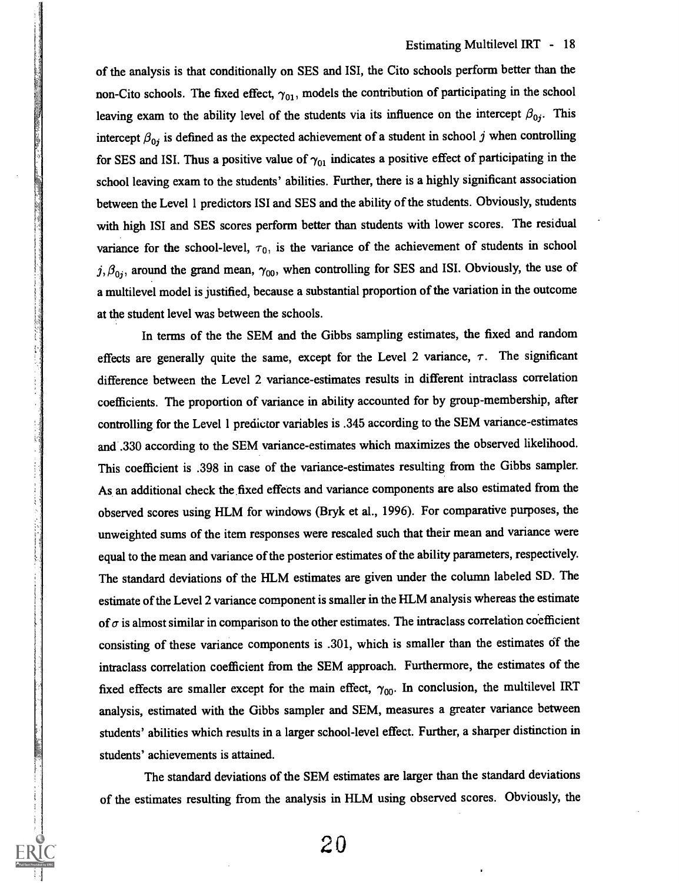of the analysis is that conditionally on SES and ISI, the Cito schools perform better than the non-Cito schools. The fixed effect, $\gamma_{01}$, models the contribution of participating in the school leaving exam to the ability level of the students via its influence on the intercept $\beta_{0j}$. This intercept $\beta_{0j}$ is defined as the expected achievement of a student in school $j$ when controlling for SES and ISI. Thus a positive value of $\gamma_{01}$ indicates a positive effect of participating in the school leaving exam to the students' abilities. Further, there is a highly significant association between the Level 1 predictors ISI and SES and the ability of the students. Obviously, students with high ISI and SES scores perform better than students with lower scores. The residual variance for the school-level, $\tau_0$, is the variance of the achievement of students in school $j, \beta_{0j}$, around the grand mean, $\gamma_{00}$, when controlling for SES and ISI. Obviously, the use of a multilevel model is justified, because a substantial proportion of the variation in the outcome at the student level was between the schools.

In terms of the the SEM and the Gibbs sampling estimates, the fixed and random effects are generally quite the same, except for the Level 2 variance, $\tau$. The significant difference between the Level 2 variance-estimates results in different intraclass correlation coefficients. The proportion of variance in ability accounted for by group-membership, after controlling for the Level 1 predictor variables is .345 according to the SEM variance-estimates and .330 according to the SEM variance-estimates which maximizes the observed likelihood. This coefficient is .398 in case of the variance-estimates resulting from the Gibbs sampler. As an additional check the fixed effects and variance components are also estimated from the observed scores using HLM for windows (Bryk et al., 1996). For comparative purposes, the unweighted sums of the item responses were rescaled such that their mean and variance were equal to the mean and variance of the posterior estimates of the ability parameters, respectively. The standard deviations of the HLM estimates are given under the column labeled SD. The estimate of the Level 2 variance component is smaller in the HLM analysis whereas the estimate of $\sigma$ is almost similar in comparison to the other estimates. The intraclass correlation coefficient consisting of these variance components is .301, which is smaller than the estimates of the intraclass correlation coefficient from the SEM approach. Furthermore, the estimates of the fixed effects are smaller except for the main effect, $\gamma_{00}$. In conclusion, the multilevel IRT analysis, estimated with the Gibbs sampler and SEM, measures a greater variance between students' abilities which results in a larger school-level effect. Further, a sharper distinction in students' achievements is attained.

The standard deviations of the SEM estimates are larger than the standard deviations of the estimates resulting from the analysis in HLM using observed scores. Obviously, the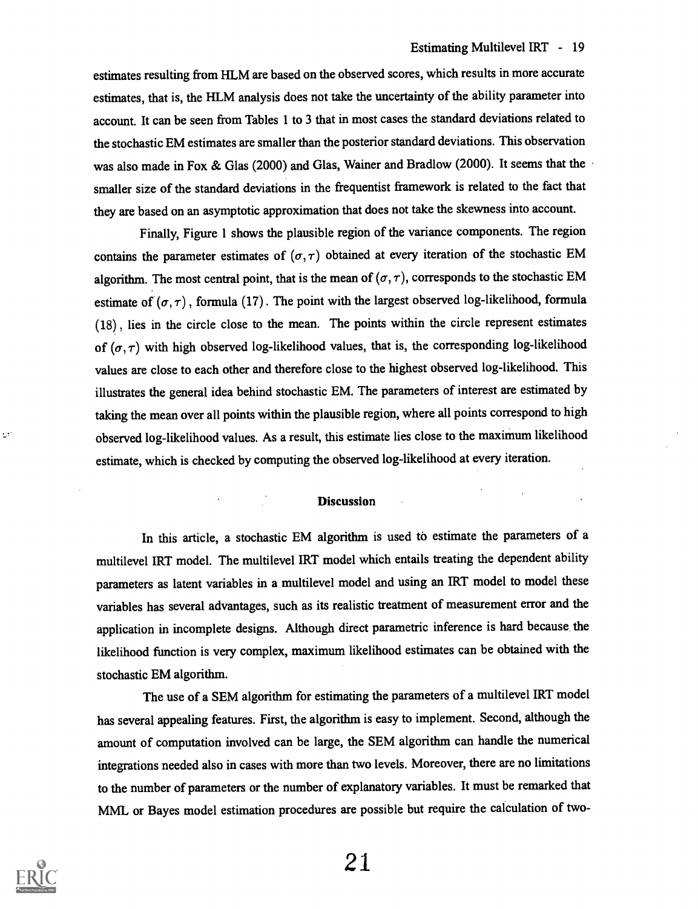estimates resulting from HLM are based on the observed scores, which results in more accurate estimates, that is, the HLM analysis does not take the uncertainty of the ability parameter into account. It can be seen from Tables 1 to 3 that in most cases the standard deviations related to the stochastic EM estimates are smaller than the posterior standard deviations. This observation was also made in Fox & Glas (2000) and Glas, Wainer and Bradlow (2000). It seems that the smaller size of the standard deviations in the frequentist framework is related to the fact that they are based on an asymptotic approximation that does not take the skewness into account.

Finally, Figure 1 shows the plausible region of the variance components. The region contains the parameter estimates of $(\sigma, \tau)$ obtained at every iteration of the stochastic EM algorithm. The most central point, that is the mean of $(\sigma, \tau)$, corresponds to the stochastic EM estimate of $(\sigma, \tau)$, formula (17). The point with the largest observed log-likelihood, formula (18), lies in the circle close to the mean. The points within the circle represent estimates of $(\sigma, \tau)$ with high observed log-likelihood values, that is, the corresponding log-likelihood values are close to each other and therefore close to the highest observed log-likelihood. This illustrates the general idea behind stochastic EM. The parameters of interest are estimated by taking the mean over all points within the plausible region, where all points correspond to high observed log-likelihood values. As a result, this estimate lies close to the maximum likelihood estimate, which is checked by computing the observed log-likelihood at every iteration.

## Discussion

In this article, a stochastic EM algorithm is used to estimate the parameters of a multilevel IRT model. The multilevel IRT model which entails treating the dependent ability parameters as latent variables in a multilevel model and using an IRT model to model these variables has several advantages, such as its realistic treatment of measurement error and the application in incomplete designs. Although direct parametric inference is hard because the likelihood function is very complex, maximum likelihood estimates can be obtained with the stochastic EM algorithm.

The use of a SEM algorithm for estimating the parameters of a multilevel IRT model has several appealing features. First, the algorithm is easy to implement. Second, although the amount of computation involved can be large, the SEM algorithm can handle the numerical integrations needed also in cases with more than two levels. Moreover, there are no limitations to the number of parameters or the number of explanatory variables. It must be remarked that MML or Bayes model estimation procedures are possible but require the calculation of two-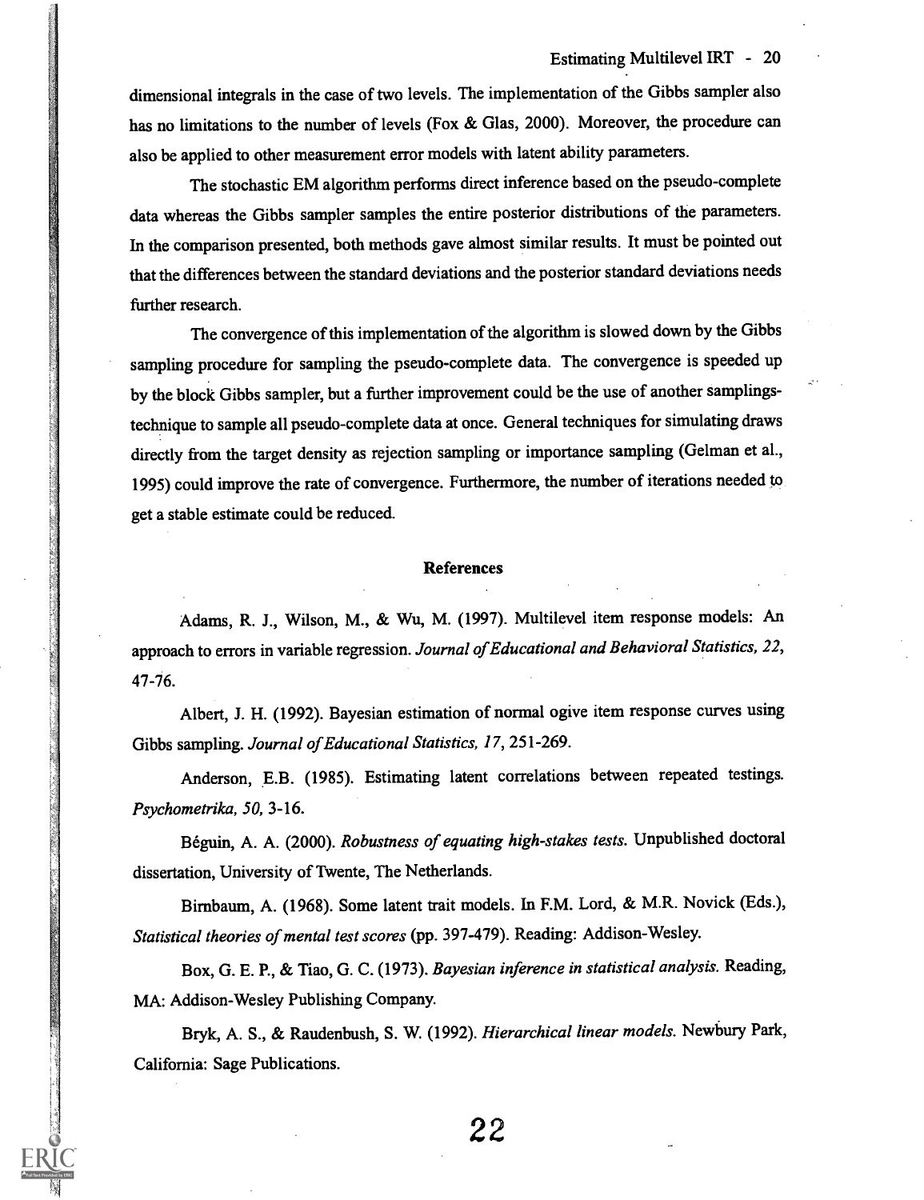dimensional integrals in the case of two levels. The implementation of the Gibbs sampler also has no limitations to the number of levels (Fox & Glas, 2000). Moreover, the procedure can also be applied to other measurement error models with latent ability parameters.

The stochastic EM algorithm performs direct inference based on the pseudo-complete data whereas the Gibbs sampler samples the entire posterior distributions of the parameters. In the comparison presented, both methods gave almost similar results. It must be pointed out that the differences between the standard deviations and the posterior standard deviations needs further research.

The convergence of this implementation of the algorithm is slowed down by the Gibbs sampling procedure for sampling the pseudo-complete data. The convergence is speeded up by the block Gibbs sampler, but a further improvement could be the use of another samplings-technique to sample all pseudo-complete data at once. General techniques for simulating draws directly from the target density as rejection sampling or importance sampling (Gelman et al., 1995) could improve the rate of convergence. Furthermore, the number of iterations needed to get a stable estimate could be reduced.

## References

Adams, R. J., Wilson, M., & Wu, M. (1997). Multilevel item response models: An approach to errors in variable regression. *Journal of Educational and Behavioral Statistics, 22*, 47-76.

Albert, J. H. (1992). Bayesian estimation of normal ogive item response curves using Gibbs sampling. *Journal of Educational Statistics, 17*, 251-269.

Anderson, E.B. (1985). Estimating latent correlations between repeated testings. *Psychometrika, 50*, 3-16.

Béguin, A. A. (2000). *Robustness of equating high-stakes tests.* Unpublished doctoral dissertation, University of Twente, The Netherlands.

Birnbaum, A. (1968). Some latent trait models. In F.M. Lord, & M.R. Novick (Eds.), *Statistical theories of mental test scores* (pp. 397-479). Reading: Addison-Wesley.

Box, G. E. P., & Tiao, G. C. (1973). *Bayesian inference in statistical analysis.* Reading, MA: Addison-Wesley Publishing Company.

Bryk, A. S., & Raudenbush, S. W. (1992). *Hierarchical linear models.* Newbury Park, California: Sage Publications.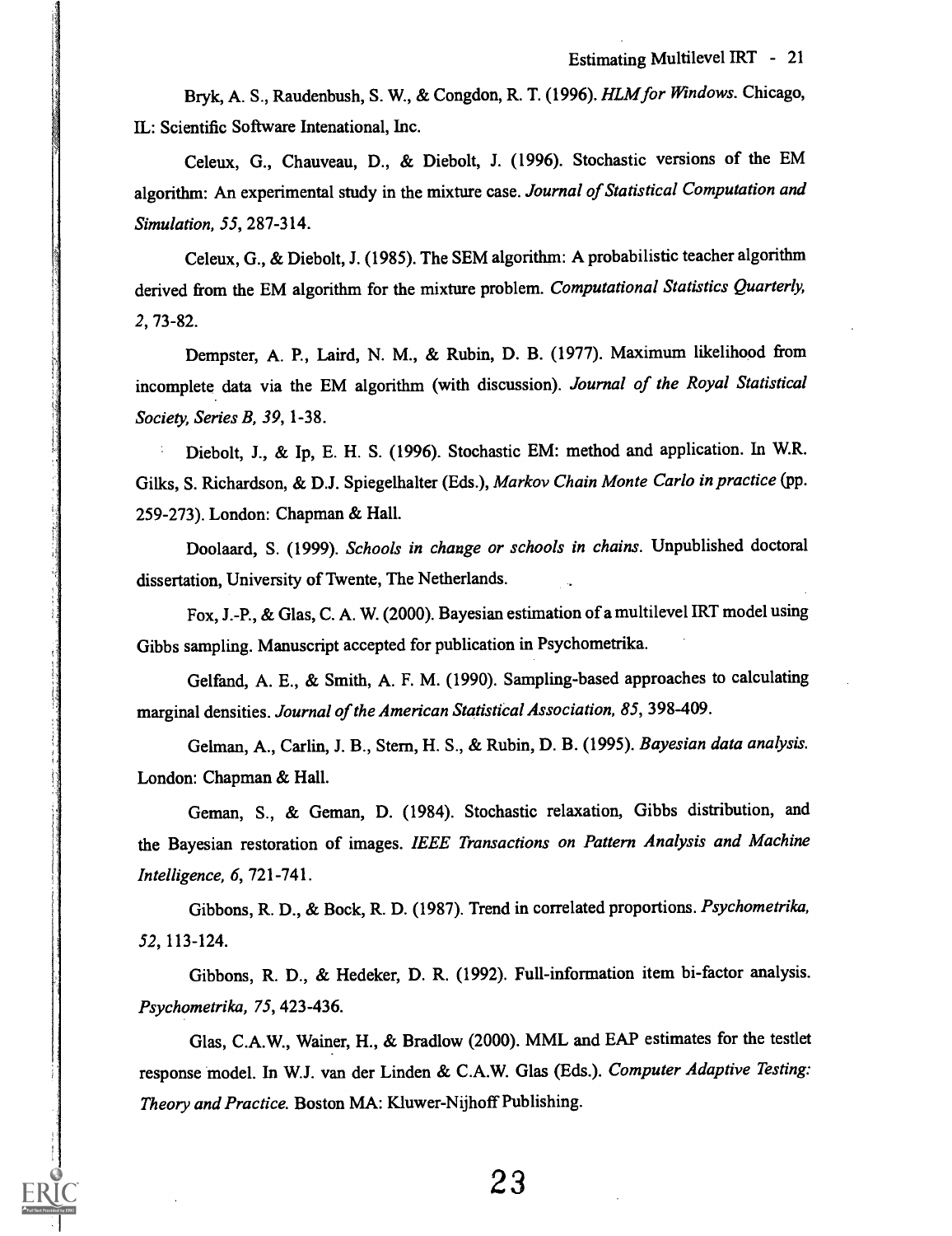Bryk, A. S., Raudenbush, S. W., & Congdon, R. T. (1996). *HLM for Windows*. Chicago, IL: Scientific Software Intenational, Inc.

Celeux, G., Chauveau, D., & Diebolt, J. (1996). Stochastic versions of the EM algorithm: An experimental study in the mixture case. *Journal of Statistical Computation and Simulation, 55*, 287-314.

Celeux, G., & Diebolt, J. (1985). The SEM algorithm: A probabilistic teacher algorithm derived from the EM algorithm for the mixture problem. *Computational Statistics Quarterly, 2*, 73-82.

Dempster, A. P., Laird, N. M., & Rubin, D. B. (1977). Maximum likelihood from incomplete data via the EM algorithm (with discussion). *Journal of the Royal Statistical Society, Series B, 39*, 1-38.

Diebolt, J., & Ip, E. H. S. (1996). Stochastic EM: method and application. In W.R. Gilks, S. Richardson, & D.J. Spiegelhalter (Eds.), *Markov Chain Monte Carlo in practice* (pp. 259-273). London: Chapman & Hall.

Doolaard, S. (1999). *Schools in change or schools in chains*. Unpublished doctoral dissertation, University of Twente, The Netherlands.

Fox, J.-P., & Glas, C. A. W. (2000). Bayesian estimation of a multilevel IRT model using Gibbs sampling. Manuscript accepted for publication in Psychometrika.

Gelfand, A. E., & Smith, A. F. M. (1990). Sampling-based approaches to calculating marginal densities. *Journal of the American Statistical Association, 85*, 398-409.

Gelman, A., Carlin, J. B., Stern, H. S., & Rubin, D. B. (1995). *Bayesian data analysis*. London: Chapman & Hall.

Geman, S., & Geman, D. (1984). Stochastic relaxation, Gibbs distribution, and the Bayesian restoration of images. *IEEE Transactions on Pattern Analysis and Machine Intelligence, 6*, 721-741.

Gibbons, R. D., & Bock, R. D. (1987). Trend in correlated proportions. *Psychometrika, 52*, 113-124.

Gibbons, R. D., & Hedeker, D. R. (1992). Full-information item bi-factor analysis. *Psychometrika, 75*, 423-436.

Glas, C.A.W., Wainer, H., & Bradlow (2000). MML and EAP estimates for the testlet response model. In W.J. van der Linden & C.A.W. Glas (Eds.). *Computer Adaptive Testing: Theory and Practice*. Boston MA: Kluwer-Nijhoff Publishing.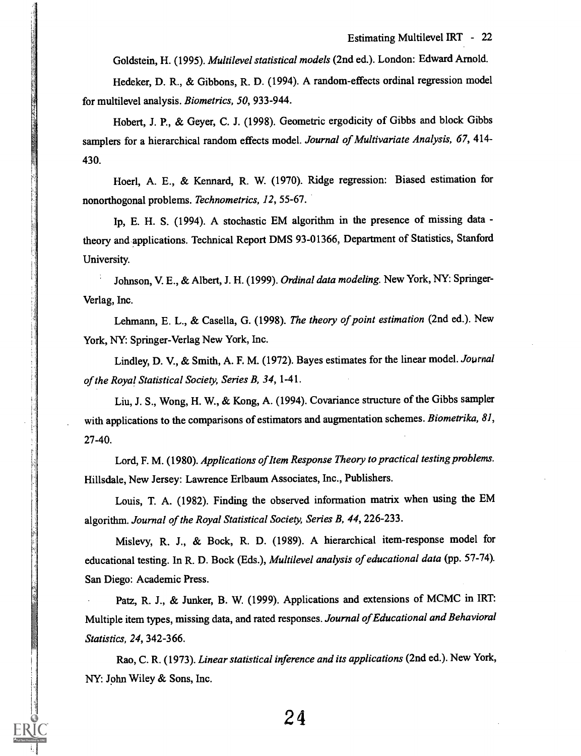Goldstein, H. (1995). *Multilevel statistical models* (2nd ed.). London: Edward Arnold.

Hedeker, D. R., & Gibbons, R. D. (1994). A random-effects ordinal regression model for multilevel analysis. *Biometrics, 50*, 933-944.

Hobert, J. P., & Geyer, C. J. (1998). Geometric ergodicity of Gibbs and block Gibbs samplers for a hierarchical random effects model. *Journal of Multivariate Analysis, 67*, 414-430.

Hoerl, A. E., & Kennard, R. W. (1970). Ridge regression: Biased estimation for nonorthogonal problems. *Technometrics, 12*, 55-67.

Ip, E. H. S. (1994). A stochastic EM algorithm in the presence of missing data - theory and applications. Technical Report DMS 93-01366, Department of Statistics, Stanford University.

Johnson, V. E., & Albert, J. H. (1999). *Ordinal data modeling*. New York, NY: Springer-Verlag, Inc.

Lehmann, E. L., & Casella, G. (1998). *The theory of point estimation* (2nd ed.). New York, NY: Springer-Verlag New York, Inc.

Lindley, D. V., & Smith, A. F. M. (1972). Bayes estimates for the linear model. *Journal of the Royal Statistical Society, Series B, 34*, 1-41.

Liu, J. S., Wong, H. W., & Kong, A. (1994). Covariance structure of the Gibbs sampler with applications to the comparisons of estimators and augmentation schemes. *Biometrika, 81*, 27-40.

Lord, F. M. (1980). *Applications of Item Response Theory to practical testing problems*. Hillsdale, New Jersey: Lawrence Erlbaum Associates, Inc., Publishers.

Louis, T. A. (1982). Finding the observed information matrix when using the EM algorithm. *Journal of the Royal Statistical Society, Series B, 44*, 226-233.

Mislevy, R. J., & Bock, R. D. (1989). A hierarchical item-response model for educational testing. In R. D. Bock (Eds.), *Multilevel analysis of educational data* (pp. 57-74). San Diego: Academic Press.

Patz, R. J., & Junker, B. W. (1999). Applications and extensions of MCMC in IRT: Multiple item types, missing data, and rated responses. *Journal of Educational and Behavioral Statistics, 24*, 342-366.

Rao, C. R. (1973). *Linear statistical inference and its applications* (2nd ed.). New York, NY: John Wiley & Sons, Inc.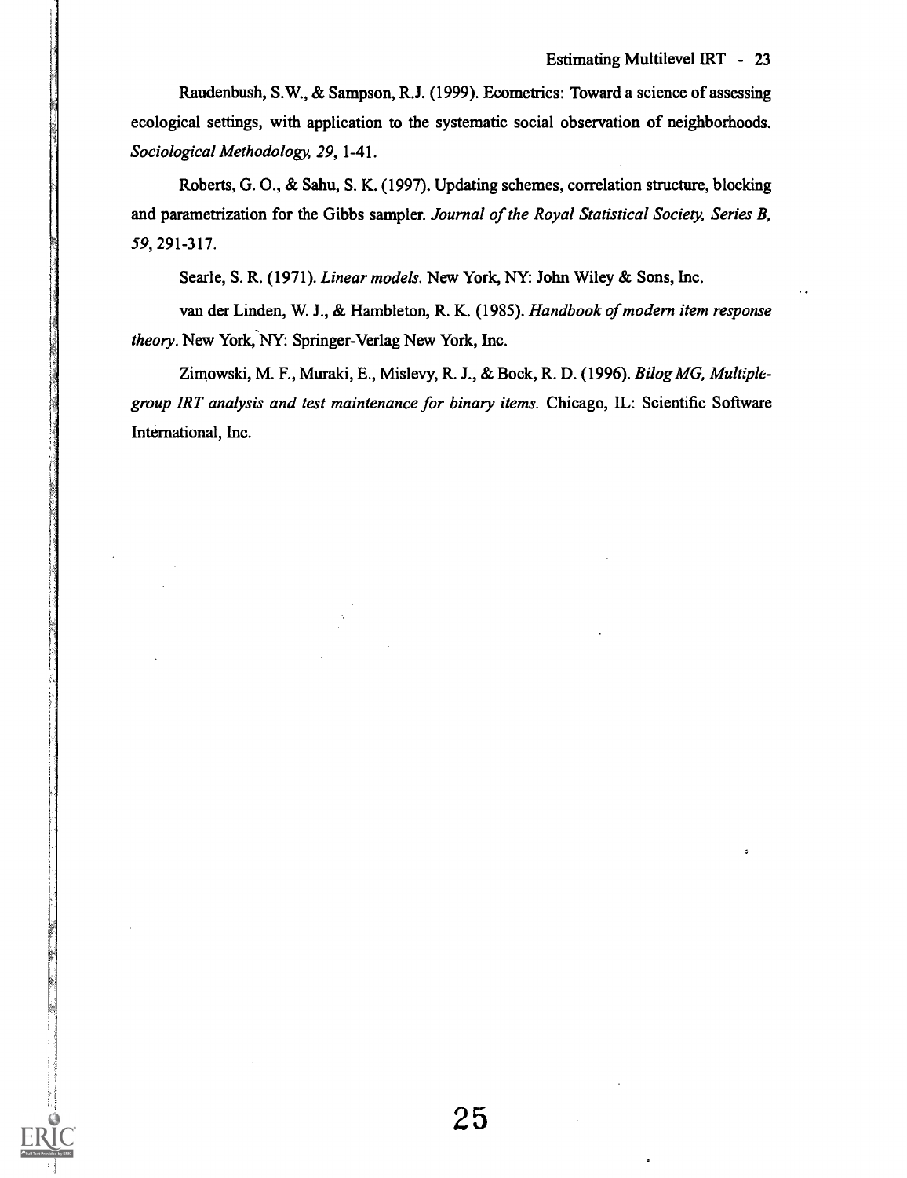Raudenbush, S.W., & Sampson, R.J. (1999). Ecometrics: Toward a science of assessing ecological settings, with application to the systematic social observation of neighborhoods. *Sociological Methodology, 29*, 1-41.

Roberts, G. O., & Sahu, S. K. (1997). Updating schemes, correlation structure, blocking and parametrization for the Gibbs sampler. *Journal of the Royal Statistical Society, Series B, 59*, 291-317.

Searle, S. R. (1971). *Linear models*. New York, NY: John Wiley & Sons, Inc.

van der Linden, W. J., & Hambleton, R. K. (1985). *Handbook of modern item response theory*. New York, NY: Springer-Verlag New York, Inc.

Zimowski, M. F., Muraki, E., Mislevy, R. J., & Bock, R. D. (1996). *Bilog MG, Multiple-group IRT analysis and test maintenance for binary items*. Chicago, IL: Scientific Software International, Inc.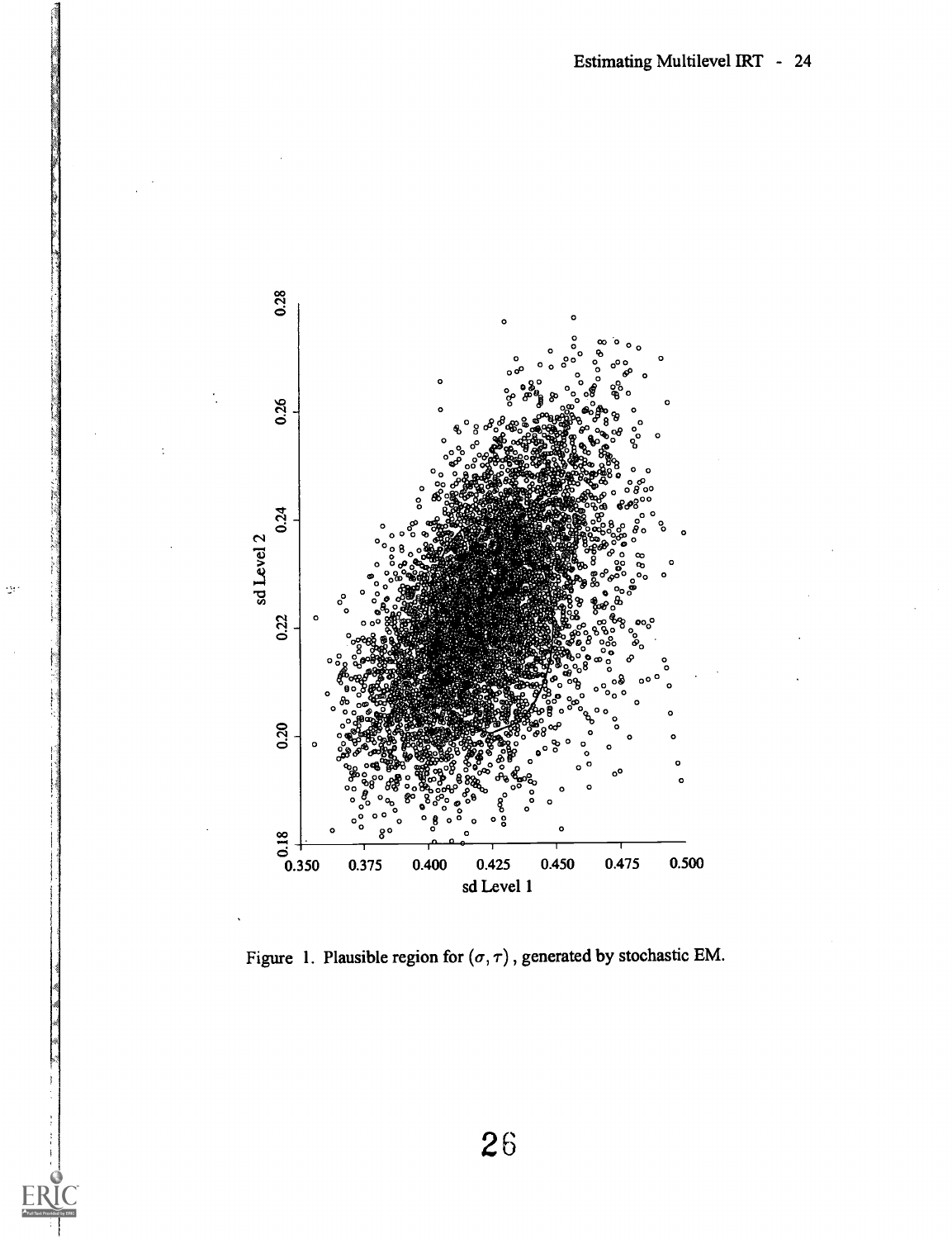Figure 1. Plausible region for $(\sigma, \tau)$, generated by stochastic EM.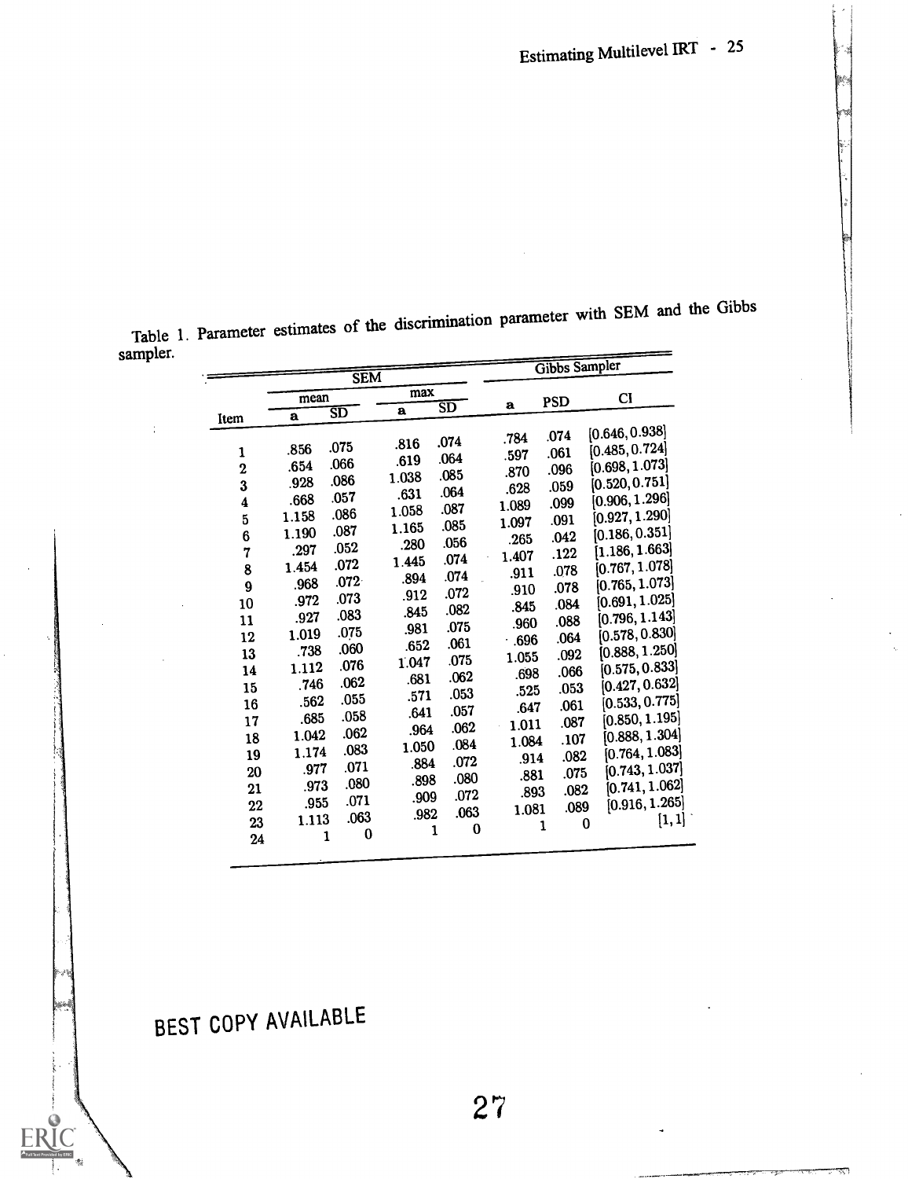Table 1. Parameter estimates of the discrimination parameter with SEM and the Gibbs sampler.

| | SEM | | | | Gibbs Sampler | | |
|---|---|---|---|---|---|---|---|
| | mean | | max | | | | |
| Item | a | SD | a | SD | a | PSD | CI |
| 1 | .856 | .075 | .816 | .074 | .784 | .074 | [0.646, 0.938] |
| 2 | .654 | .066 | .619 | .064 | .597 | .061 | [0.485, 0.724] |
| 3 | .928 | .086 | 1.038 | .085 | .870 | .096 | [0.698, 1.073] |
| 4 | .668 | .057 | .631 | .064 | .628 | .059 | [0.520, 0.751] |
| 5 | 1.158 | .086 | 1.058 | .087 | 1.089 | .099 | [0.906, 1.296] |
| 6 | 1.190 | .087 | 1.165 | .085 | 1.097 | .091 | [0.927, 1.290] |
| 7 | .297 | .052 | .280 | .056 | .265 | .042 | [0.186, 0.351] |
| 8 | 1.454 | .072 | 1.445 | .074 | 1.407 | .122 | [1.186, 1.663] |
| 9 | .968 | .072 | .894 | .074 | .911 | .078 | [0.767, 1.078] |
| 10 | .972 | .073 | .912 | .072 | .910 | .078 | [0.765, 1.073] |
| 11 | .927 | .083 | .845 | .082 | .845 | .084 | [0.691, 1.025] |
| 12 | 1.019 | .075 | .981 | .075 | .960 | .088 | [0.796, 1.143] |
| 13 | .738 | .060 | .652 | .061 | .696 | .064 | [0.578, 0.830] |
| 14 | 1.112 | .076 | 1.047 | .075 | 1.055 | .092 | [0.888, 1.250] |
| 15 | .746 | .062 | .681 | .062 | .698 | .066 | [0.575, 0.833] |
| 16 | .562 | .055 | .571 | .053 | .525 | .053 | [0.427, 0.632] |
| 17 | .685 | .058 | .641 | .057 | .647 | .061 | [0.533, 0.775] |
| 18 | 1.042 | .062 | .964 | .062 | 1.011 | .087 | [0.850, 1.195] |
| 19 | 1.174 | .083 | 1.050 | .084 | 1.084 | .107 | [0.888, 1.304] |
| 20 | .977 | .071 | .884 | .072 | .914 | .082 | [0.764, 1.083] |
| 21 | .973 | .080 | .898 | .080 | .881 | .075 | [0.743, 1.037] |
| 22 | .955 | .071 | .909 | .072 | .893 | .082 | [0.741, 1.062] |
| 23 | 1.113 | .063 | .982 | .063 | 1.081 | .089 | [0.916, 1.265] |
| 24 | 1 | 0 | 1 | 0 | 1 | 0 | [1, 1] |

BEST COPY AVAILABLE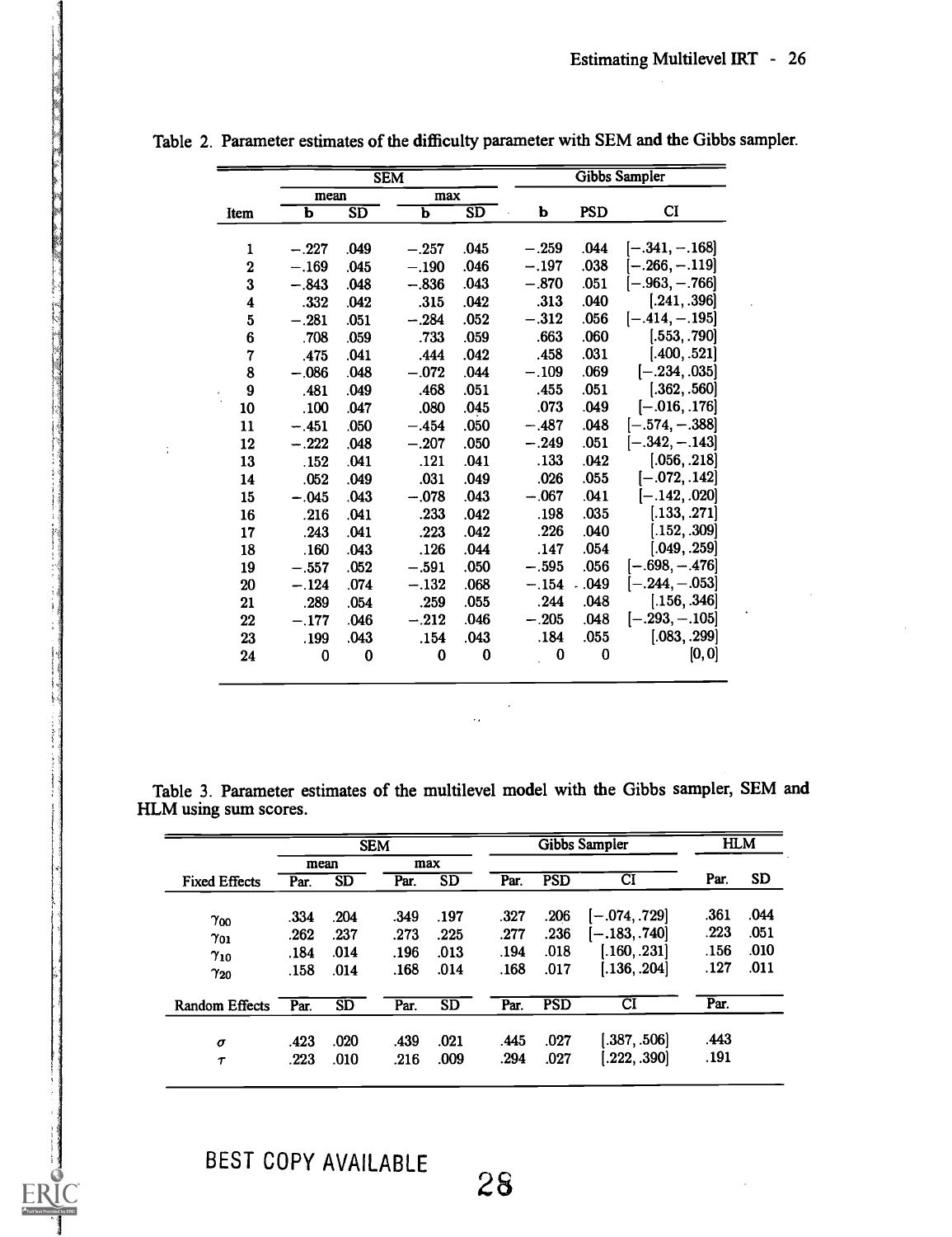Table 2. Parameter estimates of the difficulty parameter with SEM and the Gibbs sampler.

| | SEM | | | | Gibbs Sampler | | |
|---|---|---|---|---|---|---|---|
| | mean | | max | | | | |
| Item | b | SD | b | SD | b | PSD | CI |
| 1 | −.227 | .049 | −.257 | .045 | −.259 | .044 | [−.341, −.168] |
| 2 | −.169 | .045 | −.190 | .046 | −.197 | .038 | [−.266, −.119] |
| 3 | −.843 | .048 | −.836 | .043 | −.870 | .051 | [−.963, −.766] |
| 4 | .332 | .042 | .315 | .042 | .313 | .040 | [.241, .396] |
| 5 | −.281 | .051 | −.284 | .052 | −.312 | .056 | [−.414, −.195] |
| 6 | .708 | .059 | .733 | .059 | .663 | .060 | [.553, .790] |
| 7 | .475 | .041 | .444 | .042 | .458 | .031 | [.400, .521] |
| 8 | −.086 | .048 | −.072 | .044 | −.109 | .069 | [−.234, .035] |
| 9 | .481 | .049 | .468 | .051 | .455 | .051 | [.362, .560] |
| 10 | .100 | .047 | .080 | .045 | .073 | .049 | [−.016, .176] |
| 11 | −.451 | .050 | −.454 | .050 | −.487 | .048 | [−.574, −.388] |
| 12 | −.222 | .048 | −.207 | .050 | −.249 | .051 | [−.342, −.143] |
| 13 | .152 | .041 | .121 | .041 | .133 | .042 | [.056, .218] |
| 14 | .052 | .049 | .031 | .049 | .026 | .055 | [−.072, .142] |
| 15 | −.045 | .043 | −.078 | .043 | −.067 | .041 | [−.142, .020] |
| 16 | .216 | .041 | .233 | .042 | .198 | .035 | [.133, .271] |
| 17 | .243 | .041 | .223 | .042 | .226 | .040 | [.152, .309] |
| 18 | .160 | .043 | .126 | .044 | .147 | .054 | [.049, .259] |
| 19 | −.557 | .052 | −.591 | .050 | −.595 | .056 | [−.698, −.476] |
| 20 | −.124 | .074 | −.132 | .068 | −.154 | .049 | [−.244, −.053] |
| 21 | .289 | .054 | .259 | .055 | .244 | .048 | [.156, .346] |
| 22 | −.177 | .046 | −.212 | .046 | −.205 | .048 | [−.293, −.105] |
| 23 | .199 | .043 | .154 | .043 | .184 | .055 | [.083, .299] |
| 24 | 0 | 0 | 0 | 0 | 0 | 0 | [0, 0] |

Table 3. Parameter estimates of the multilevel model with the Gibbs sampler, SEM and HLM using sum scores.

| | SEM | | | | Gibbs Sampler | | | HLM | |
|---|---|---|---|---|---|---|---|---|---|
| | mean | | max | | | | | | |
| Fixed Effects | Par. | SD | Par. | SD | Par. | PSD | CI | Par. | SD |
| $\gamma_{00}$ | .334 | .204 | .349 | .197 | .327 | .206 | [−.074, .729] | .361 | .044 |
| $\gamma_{01}$ | .262 | .237 | .273 | .225 | .277 | .236 | [−.183, .740] | .223 | .051 |
| $\gamma_{10}$ | .184 | .014 | .196 | .013 | .194 | .018 | [.160, .231] | .156 | .010 |
| $\gamma_{20}$ | .158 | .014 | .168 | .014 | .168 | .017 | [.136, .204] | .127 | .011 |
| Random Effects | Par. | SD | Par. | SD | Par. | PSD | CI | Par. | |
| $\sigma$ | .423 | .020 | .439 | .021 | .445 | .027 | [.387, .506] | .443 | |
| $\tau$ | .223 | .010 | .216 | .009 | .294 | .027 | [.222, .390] | .191 | |

BEST COPY AVAILABLE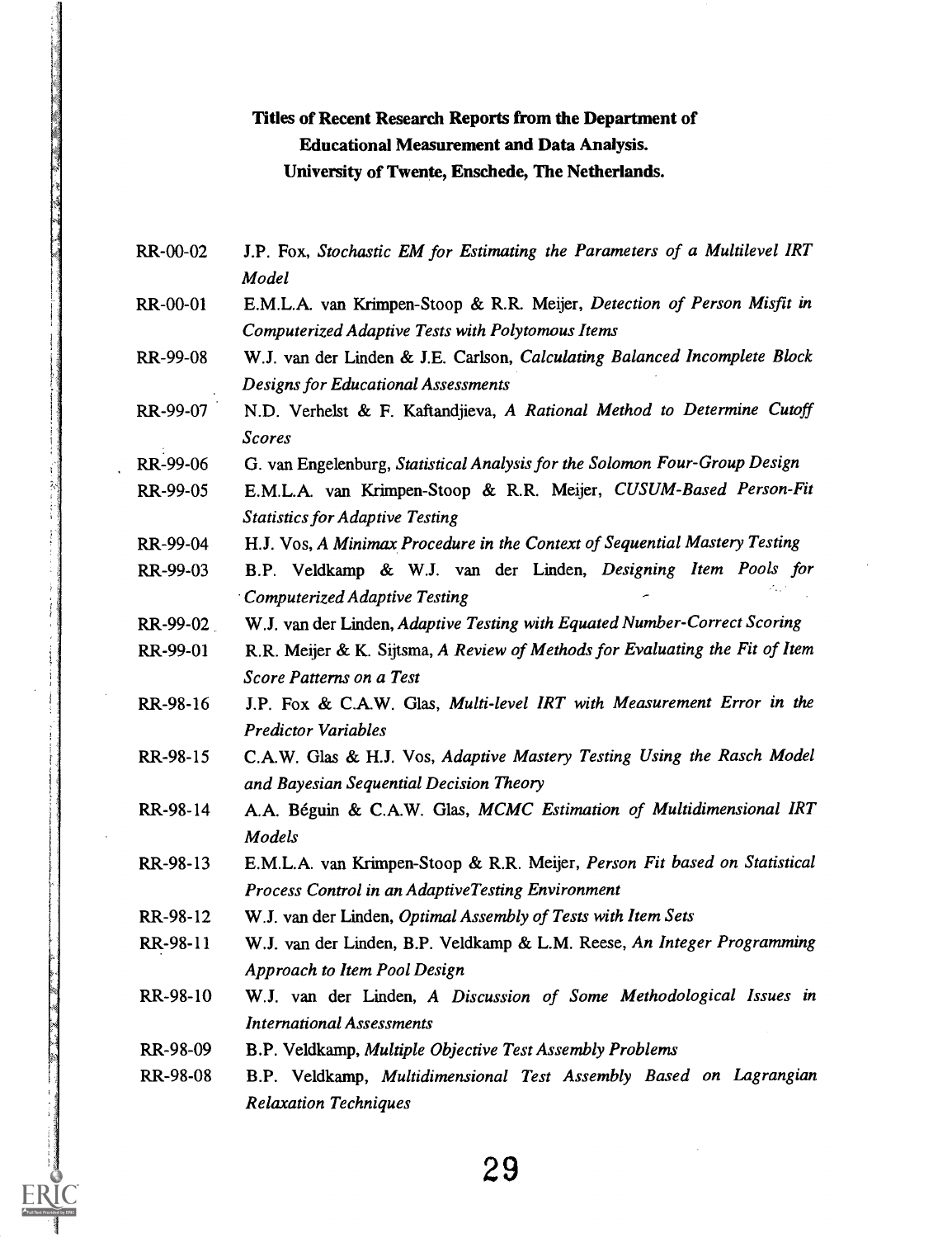**Titles of Recent Research Reports from the Department of Educational Measurement and Data Analysis. University of Twente, Enschede, The Netherlands.**

RR-00-02 J.P. Fox, *Stochastic EM for Estimating the Parameters of a Multilevel IRT Model*

RR-00-01 E.M.L.A. van Krimpen-Stoop & R.R. Meijer, *Detection of Person Misfit in Computerized Adaptive Tests with Polytomous Items*

RR-99-08 W.J. van der Linden & J.E. Carlson, *Calculating Balanced Incomplete Block Designs for Educational Assessments*

RR-99-07 N.D. Verhelst & F. Kaftandjieva, *A Rational Method to Determine Cutoff Scores*

RR-99-06 G. van Engelenburg, *Statistical Analysis for the Solomon Four-Group Design*

RR-99-05 E.M.L.A. van Krimpen-Stoop & R.R. Meijer, *CUSUM-Based Person-Fit Statistics for Adaptive Testing*

RR-99-04 H.J. Vos, *A Minimax Procedure in the Context of Sequential Mastery Testing*

RR-99-03 B.P. Veldkamp & W.J. van der Linden, *Designing Item Pools for Computerized Adaptive Testing*

RR-99-02 W.J. van der Linden, *Adaptive Testing with Equated Number-Correct Scoring*

RR-99-01 R.R. Meijer & K. Sijtsma, *A Review of Methods for Evaluating the Fit of Item Score Patterns on a Test*

RR-98-16 J.P. Fox & C.A.W. Glas, *Multi-level IRT with Measurement Error in the Predictor Variables*

RR-98-15 C.A.W. Glas & H.J. Vos, *Adaptive Mastery Testing Using the Rasch Model and Bayesian Sequential Decision Theory*

RR-98-14 A.A. Béguin & C.A.W. Glas, *MCMC Estimation of Multidimensional IRT Models*

RR-98-13 E.M.L.A. van Krimpen-Stoop & R.R. Meijer, *Person Fit based on Statistical Process Control in an AdaptiveTesting Environment*

RR-98-12 W.J. van der Linden, *Optimal Assembly of Tests with Item Sets*

RR-98-11 W.J. van der Linden, B.P. Veldkamp & L.M. Reese, *An Integer Programming Approach to Item Pool Design*

RR-98-10 W.J. van der Linden, *A Discussion of Some Methodological Issues in International Assessments*

RR-98-09 B.P. Veldkamp, *Multiple Objective Test Assembly Problems*

RR-98-08 B.P. Veldkamp, *Multidimensional Test Assembly Based on Lagrangian Relaxation Techniques*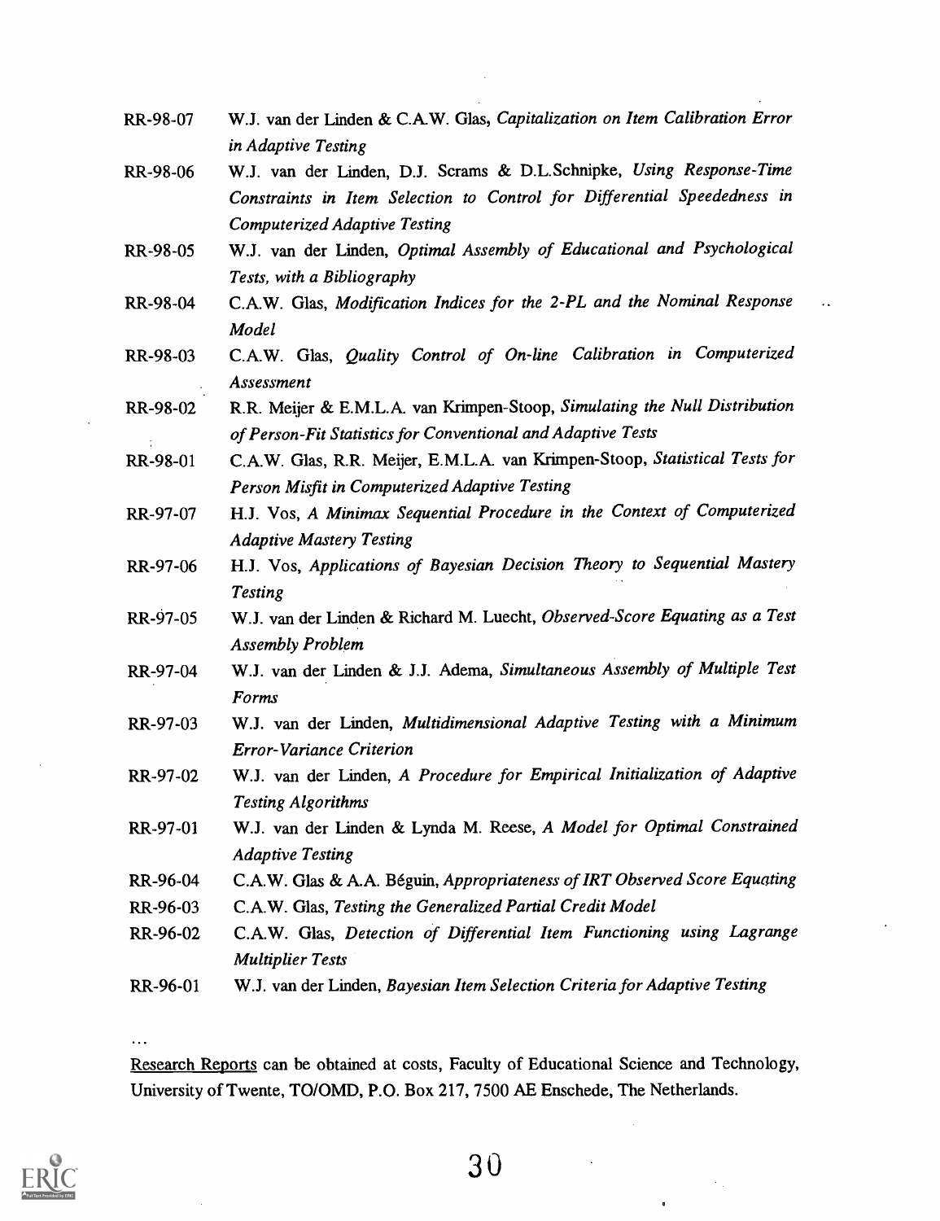RR-98-07 W.J. van der Linden & C.A.W. Glas, *Capitalization on Item Calibration Error in Adaptive Testing*

RR-98-06 W.J. van der Linden, D.J. Scrams & D.L.Schnipke, *Using Response-Time Constraints in Item Selection to Control for Differential Speededness in Computerized Adaptive Testing*

RR-98-05 W.J. van der Linden, *Optimal Assembly of Educational and Psychological Tests, with a Bibliography*

RR-98-04 C.A.W. Glas, *Modification Indices for the 2-PL and the Nominal Response Model*

RR-98-03 C.A.W. Glas, *Quality Control of On-line Calibration in Computerized Assessment*

RR-98-02 R.R. Meijer & E.M.L.A. van Krimpen-Stoop, *Simulating the Null Distribution of Person-Fit Statistics for Conventional and Adaptive Tests*

RR-98-01 C.A.W. Glas, R.R. Meijer, E.M.L.A. van Krimpen-Stoop, *Statistical Tests for Person Misfit in Computerized Adaptive Testing*

RR-97-07 H.J. Vos, *A Minimax Sequential Procedure in the Context of Computerized Adaptive Mastery Testing*

RR-97-06 H.J. Vos, *Applications of Bayesian Decision Theory to Sequential Mastery Testing*

RR-97-05 W.J. van der Linden & Richard M. Luecht, *Observed-Score Equating as a Test Assembly Problem*

RR-97-04 W.J. van der Linden & J.J. Adema, *Simultaneous Assembly of Multiple Test Forms*

RR-97-03 W.J. van der Linden, *Multidimensional Adaptive Testing with a Minimum Error-Variance Criterion*

RR-97-02 W.J. van der Linden, *A Procedure for Empirical Initialization of Adaptive Testing Algorithms*

RR-97-01 W.J. van der Linden & Lynda M. Reese, *A Model for Optimal Constrained Adaptive Testing*

RR-96-04 C.A.W. Glas & A.A. Béguin, *Appropriateness of IRT Observed Score Equating*

RR-96-03 C.A.W. Glas, *Testing the Generalized Partial Credit Model*

RR-96-02 C.A.W. Glas, *Detection of Differential Item Functioning using Lagrange Multiplier Tests*

RR-96-01 W.J. van der Linden, *Bayesian Item Selection Criteria for Adaptive Testing*

...

Research Reports can be obtained at costs, Faculty of Educational Science and Technology, University of Twente, TO/OMD, P.O. Box 217, 7500 AE Enschede, The Netherlands.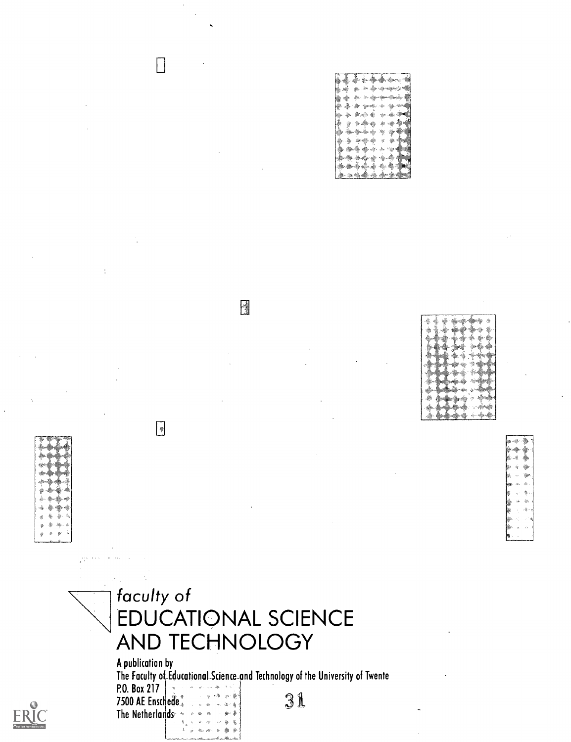*faculty of*

# EDUCATIONAL SCIENCE AND TECHNOLOGY

A publication by
The Faculty of Educational Science and Technology of the University of Twente
P.O. Box 217
7500 AE Enschede
The Netherlands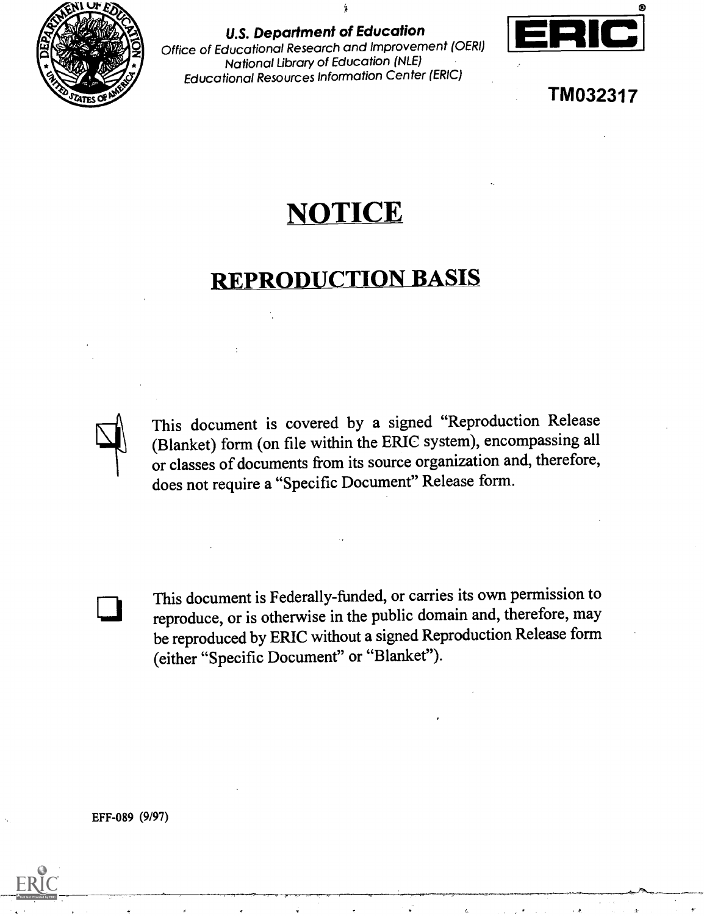U.S. Department of Education
Office of Educational Research and Improvement (OERI)
National Library of Education (NLE)
Educational Resources Information Center (ERIC)

ERIC

TM032317

# NOTICE

## REPRODUCTION BASIS

- [x] This document is covered by a signed "Reproduction Release (Blanket) form (on file within the ERIC system), encompassing all or classes of documents from its source organization and, therefore, does not require a "Specific Document" Release form.

- [ ] This document is Federally-funded, or carries its own permission to reproduce, or is otherwise in the public domain and, therefore, may be reproduced by ERIC without a signed Reproduction Release form (either "Specific Document" or "Blanket").

EFF-089 (9/97)